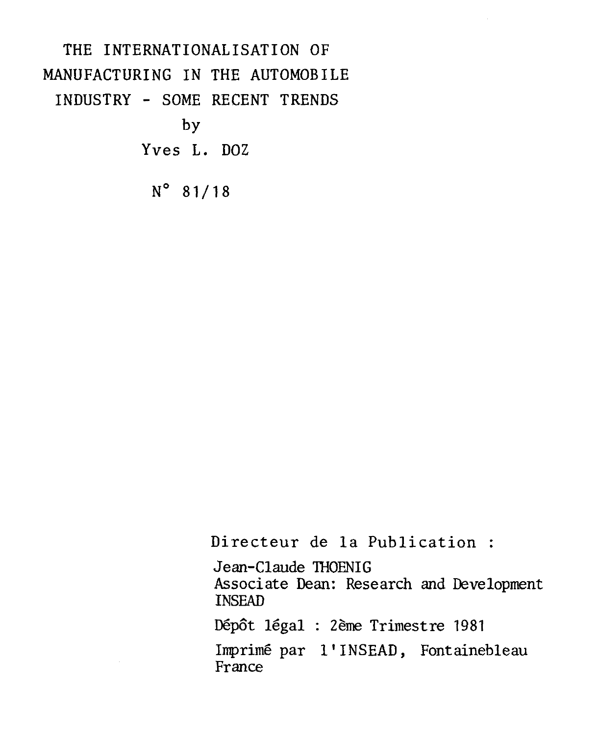# THE INTERNATIONALISATION OF MANUFACTURING IN THE AUTOMOBILE INDUSTRY - SOME RECENT TRENDS

by

Yves L. DOZ

N° 81/18

Directeur de la Publication :

Jean-Claude THOENIG
Associate Dean: Research and Development
INSEAD

Dépôt légal : 2ème Trimestre 1981

Imprimé par l'INSEAD, Fontainebleau
France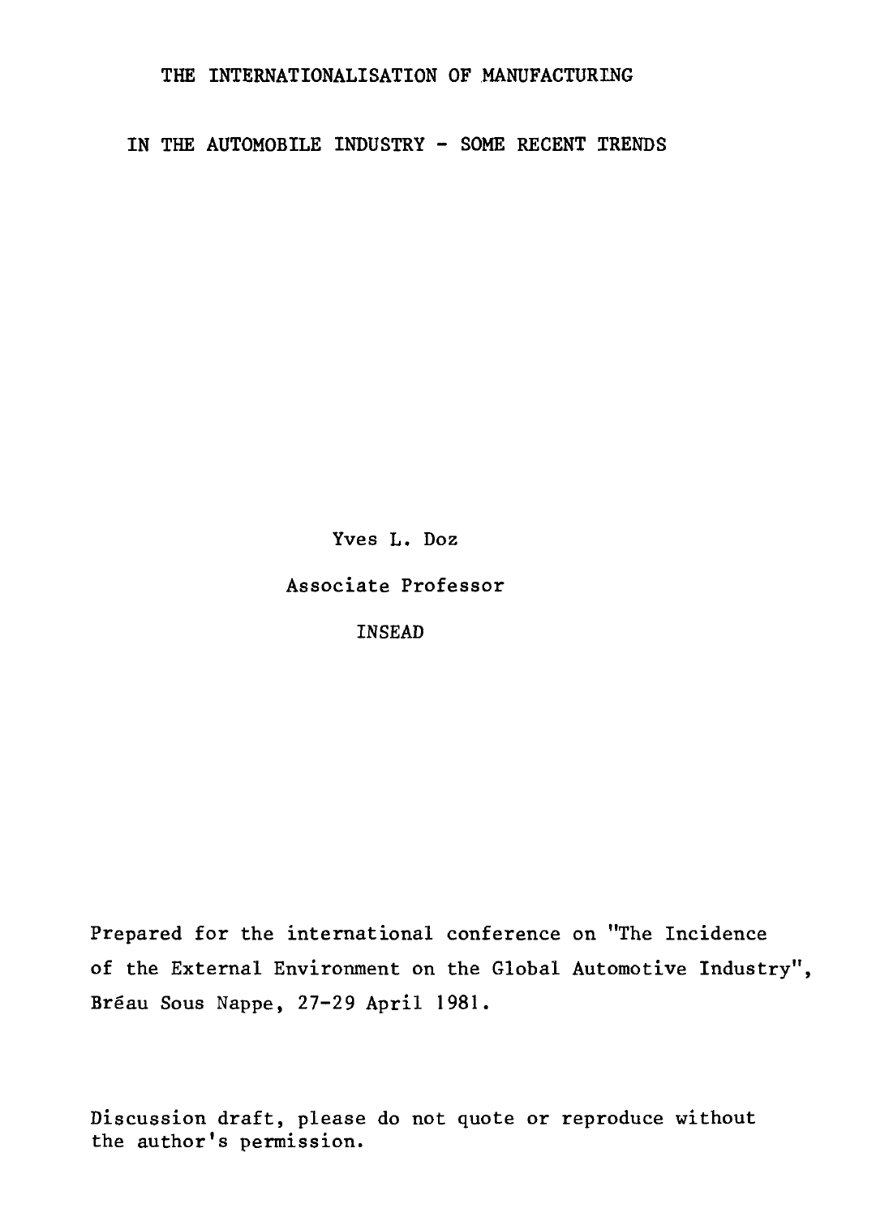# THE INTERNATIONALISATION OF MANUFACTURING IN THE AUTOMOBILE INDUSTRY - SOME RECENT TRENDS

Yves L. Doz

Associate Professor

INSEAD

Prepared for the international conference on "The Incidence of the External Environment on the Global Automotive Industry", Bréau Sous Nappe, 27-29 April 1981.

Discussion draft, please do not quote or reproduce without the author's permission.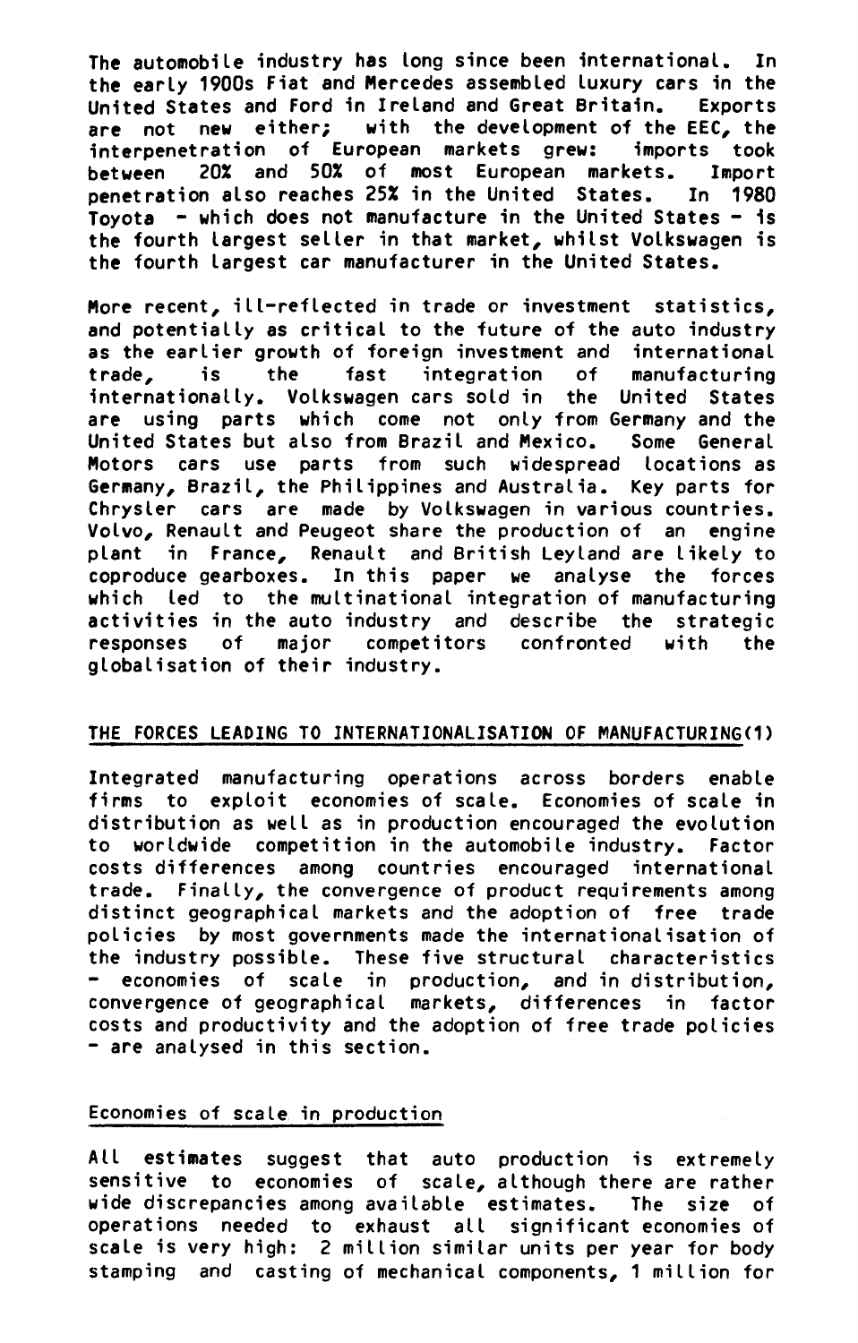The automobile industry has long since been international. In the early 1900s Fiat and Mercedes assembled luxury cars in the United States and Ford in Ireland and Great Britain. Exports are not new either; with the development of the EEC, the interpenetration of European markets grew: imports took between 20% and 50% of most European markets. Import penetration also reaches 25% in the United States. In 1980 Toyota - which does not manufacture in the United States - is the fourth largest seller in that market, whilst Volkswagen is the fourth largest car manufacturer in the United States.

More recent, ill-reflected in trade or investment statistics, and potentially as critical to the future of the auto industry as the earlier growth of foreign investment and international trade, is the fast integration of manufacturing internationally. Volkswagen cars sold in the United States are using parts which come not only from Germany and the United States but also from Brazil and Mexico. Some General Motors cars use parts from such widespread locations as Germany, Brazil, the Philippines and Australia. Key parts for Chrysler cars are made by Volkswagen in various countries. Volvo, Renault and Peugeot share the production of an engine plant in France, Renault and British Leyland are likely to coproduce gearboxes. In this paper we analyse the forces which led to the multinational integration of manufacturing activities in the auto industry and describe the strategic responses of major competitors confronted with the globalisation of their industry.

## THE FORCES LEADING TO INTERNATIONALISATION OF MANUFACTURING(1)

Integrated manufacturing operations across borders enable firms to exploit economies of scale. Economies of scale in distribution as well as in production encouraged the evolution to worldwide competition in the automobile industry. Factor costs differences among countries encouraged international trade. Finally, the convergence of product requirements among distinct geographical markets and the adoption of free trade policies by most governments made the internationalisation of the industry possible. These five structural characteristics - economies of scale in production, and in distribution, convergence of geographical markets, differences in factor costs and productivity and the adoption of free trade policies - are analysed in this section.

### Economies of scale in production

All estimates suggest that auto production is extremely sensitive to economies of scale, although there are rather wide discrepancies among available estimates. The size of operations needed to exhaust all significant economies of scale is very high: 2 million similar units per year for body stamping and casting of mechanical components, 1 million for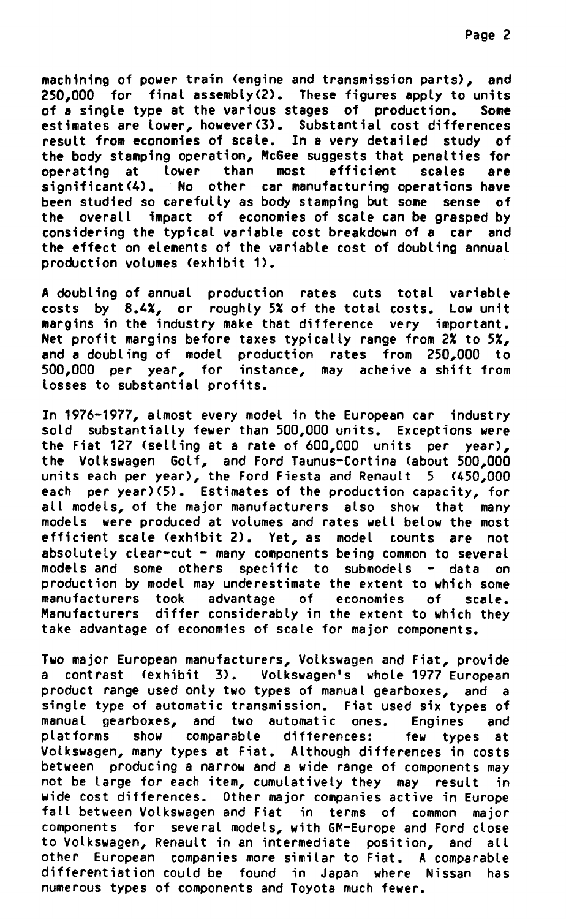machining of power train (engine and transmission parts), and 250,000 for final assembly(2). These figures apply to units of a single type at the various stages of production. Some estimates are lower, however(3). Substantial cost differences result from economies of scale. In a very detailed study of the body stamping operation, McGee suggests that penalties for operating at lower than most efficient scales are significant(4). No other car manufacturing operations have been studied so carefully as body stamping but some sense of the overall impact of economies of scale can be grasped by considering the typical variable cost breakdown of a car and the effect on elements of the variable cost of doubling annual production volumes (exhibit 1).

A doubling of annual production rates cuts total variable costs by 8.4%, or roughly 5% of the total costs. Low unit margins in the industry make that difference very important. Net profit margins before taxes typically range from 2% to 5%, and a doubling of model production rates from 250,000 to 500,000 per year, for instance, may acheive a shift from losses to substantial profits.

In 1976-1977, almost every model in the European car industry sold substantially fewer than 500,000 units. Exceptions were the Fiat 127 (selling at a rate of 600,000 units per year), the Volkswagen Golf, and Ford Taunus-Cortina (about 500,000 units each per year), the Ford Fiesta and Renault 5 (450,000 each per year)(5). Estimates of the production capacity, for all models, of the major manufacturers also show that many models were produced at volumes and rates well below the most efficient scale (exhibit 2). Yet, as model counts are not absolutely clear-cut - many components being common to several models and some others specific to submodels - data on production by model may underestimate the extent to which some manufacturers took advantage of economies of scale. Manufacturers differ considerably in the extent to which they take advantage of economies of scale for major components.

Two major European manufacturers, Volkswagen and Fiat, provide a contrast (exhibit 3). Volkswagen's whole 1977 European product range used only two types of manual gearboxes, and a single type of automatic transmission. Fiat used six types of manual gearboxes, and two automatic ones. Engines and platforms show comparable differences: few types at Volkswagen, many types at Fiat. Although differences in costs between producing a narrow and a wide range of components may not be large for each item, cumulatively they may result in wide cost differences. Other major companies active in Europe fall between Volkswagen and Fiat in terms of common major components for several models, with GM-Europe and Ford close to Volkswagen, Renault in an intermediate position, and all other European companies more similar to Fiat. A comparable differentiation could be found in Japan where Nissan has numerous types of components and Toyota much fewer.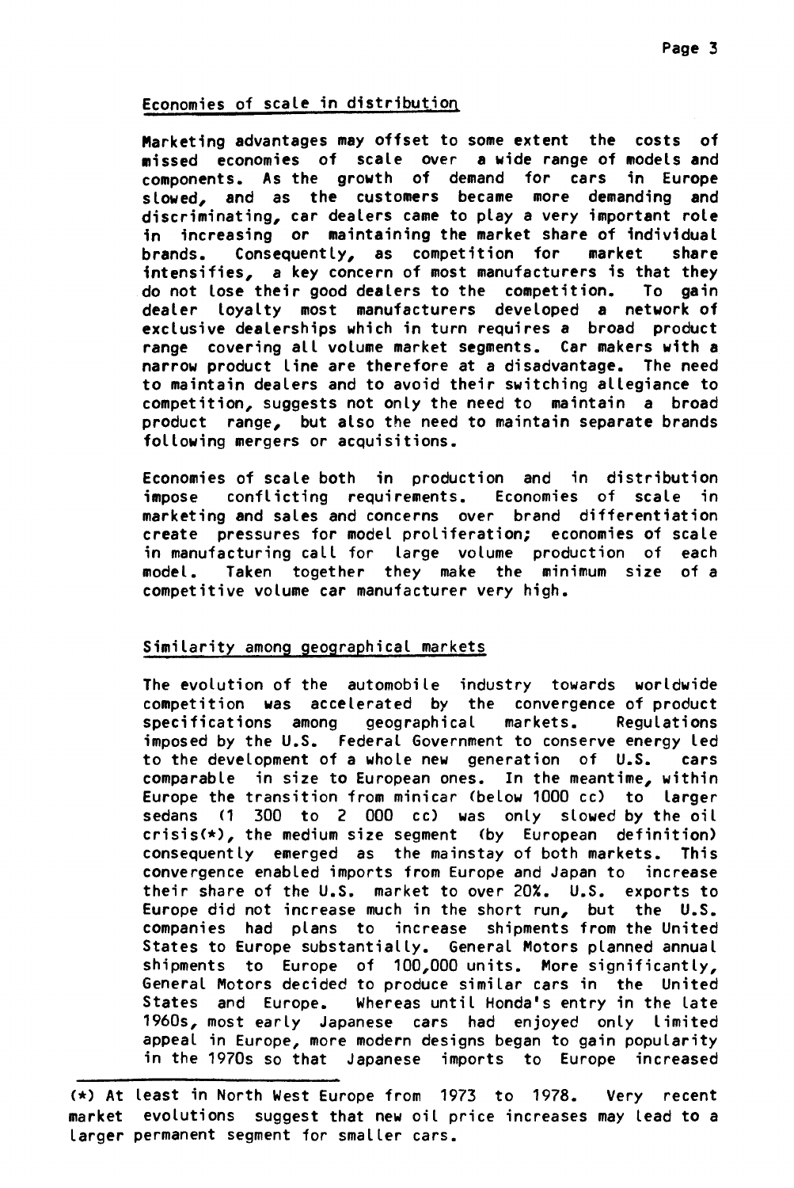## Economies of scale in distribution

Marketing advantages may offset to some extent the costs of missed economies of scale over a wide range of models and components. As the growth of demand for cars in Europe slowed, and as the customers became more demanding and discriminating, car dealers came to play a very important role in increasing or maintaining the market share of individual brands. Consequently, as competition for market share intensifies, a key concern of most manufacturers is that they do not lose their good dealers to the competition. To gain dealer loyalty most manufacturers developed a network of exclusive dealerships which in turn requires a broad product range covering all volume market segments. Car makers with a narrow product line are therefore at a disadvantage. The need to maintain dealers and to avoid their switching allegiance to competition, suggests not only the need to maintain a broad product range, but also the need to maintain separate brands following mergers or acquisitions.

Economies of scale both in production and in distribution impose conflicting requirements. Economies of scale in marketing and sales and concerns over brand differentiation create pressures for model proliferation; economies of scale in manufacturing call for large volume production of each model. Taken together they make the minimum size of a competitive volume car manufacturer very high.

## Similarity among geographical markets

The evolution of the automobile industry towards worldwide competition was accelerated by the convergence of product specifications among geographical markets. Regulations imposed by the U.S. Federal Government to conserve energy led to the development of a whole new generation of U.S. cars comparable in size to European ones. In the meantime, within Europe the transition from minicar (below 1000 cc) to larger sedans (1 300 to 2 000 cc) was only slowed by the oil crisis(*), the medium size segment (by European definition) consequently emerged as the mainstay of both markets. This convergence enabled imports from Europe and Japan to increase their share of the U.S. market to over 20%. U.S. exports to Europe did not increase much in the short run, but the U.S. companies had plans to increase shipments from the United States to Europe substantially. General Motors planned annual shipments to Europe of 100,000 units. More significantly, General Motors decided to produce similar cars in the United States and Europe. Whereas until Honda's entry in the late 1960s, most early Japanese cars had enjoyed only limited appeal in Europe, more modern designs began to gain popularity in the 1970s so that Japanese imports to Europe increased

(*) At least in North West Europe from 1973 to 1978. Very recent market evolutions suggest that new oil price increases may lead to a larger permanent segment for smaller cars.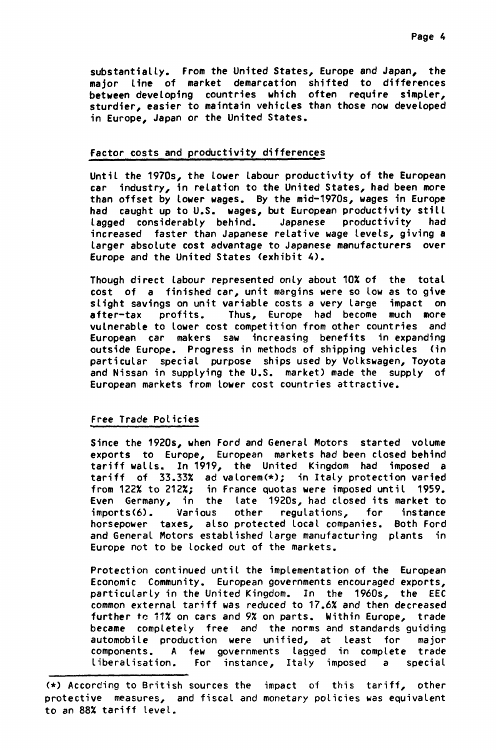substantially. From the United States, Europe and Japan, the major line of market demarcation shifted to differences between developing countries which often require simpler, sturdier, easier to maintain vehicles than those now developed in Europe, Japan or the United States.

## Factor costs and productivity differences

Until the 1970s, the lower labour productivity of the European car industry, in relation to the United States, had been more than offset by lower wages. By the mid-1970s, wages in Europe had caught up to U.S. wages, but European productivity still lagged considerably behind. Japanese productivity had increased faster than Japanese relative wage levels, giving a larger absolute cost advantage to Japanese manufacturers over Europe and the United States (exhibit 4).

Though direct labour represented only about 10% of the total cost of a finished car, unit margins were so low as to give slight savings on unit variable costs a very large impact on after-tax profits. Thus, Europe had become much more vulnerable to lower cost competition from other countries and European car makers saw increasing benefits in expanding outside Europe. Progress in methods of shipping vehicles (in particular special purpose ships used by Volkswagen, Toyota and Nissan in supplying the U.S. market) made the supply of European markets from lower cost countries attractive.

## Free Trade Policies

Since the 1920s, when Ford and General Motors started volume exports to Europe, European markets had been closed behind tariff walls. In 1919, the United Kingdom had imposed a tariff of 33.33% ad valorem(*); in Italy protection varied from 122% to 212%; in France quotas were imposed until 1959. Even Germany, in the late 1920s, had closed its market to imports(6). Various other regulations, for instance horsepower taxes, also protected local companies. Both Ford and General Motors established large manufacturing plants in Europe not to be locked out of the markets.

Protection continued until the implementation of the European Economic Community. European governments encouraged exports, particularly in the United Kingdom. In the 1960s, the EEC common external tariff was reduced to 17.6% and then decreased further to 11% on cars and 9% on parts. Within Europe, trade became completely free and the norms and standards guiding automobile production were unified, at least for major components. A few governments lagged in complete trade liberalisation. For instance, Italy imposed a special

---

(*) According to British sources the impact of this tariff, other protective measures, and fiscal and monetary policies was equivalent to an 88% tariff level.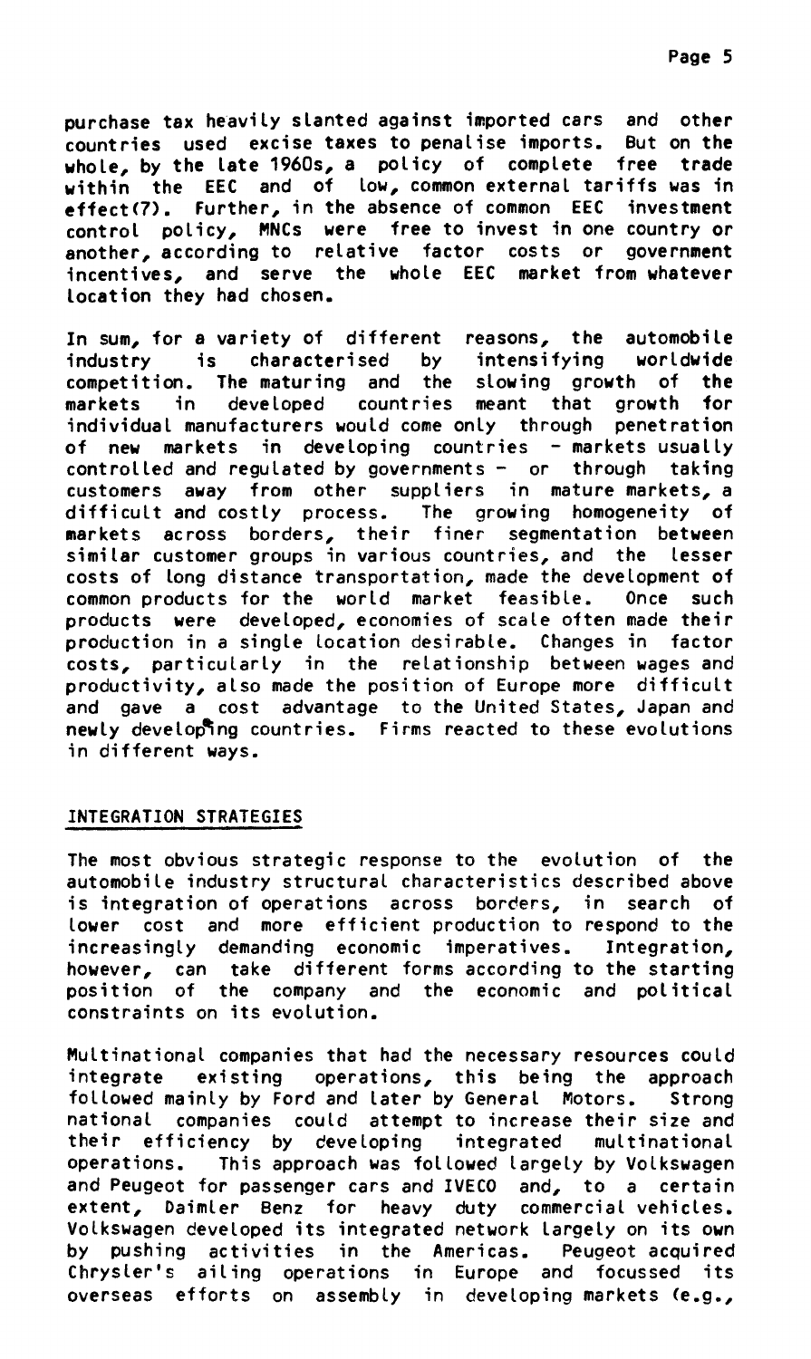purchase tax heavily slanted against imported cars and other countries used excise taxes to penalise imports. But on the whole, by the late 1960s, a policy of complete free trade within the EEC and of low, common external tariffs was in effect(7). Further, in the absence of common EEC investment control policy, MNCs were free to invest in one country or another, according to relative factor costs or government incentives, and serve the whole EEC market from whatever location they had chosen.

In sum, for a variety of different reasons, the automobile industry is characterised by intensifying worldwide competition. The maturing and the slowing growth of the markets in developed countries meant that growth for individual manufacturers would come only through penetration of new markets in developing countries - markets usually controlled and regulated by governments - or through taking customers away from other suppliers in mature markets, a difficult and costly process. The growing homogeneity of markets across borders, their finer segmentation between similar customer groups in various countries, and the lesser costs of long distance transportation, made the development of common products for the world market feasible. Once such products were developed, economies of scale often made their production in a single location desirable. Changes in factor costs, particularly in the relationship between wages and productivity, also made the position of Europe more difficult and gave a cost advantage to the United States, Japan and newly developing countries. Firms reacted to these evolutions in different ways.

## INTEGRATION STRATEGIES

The most obvious strategic response to the evolution of the automobile industry structural characteristics described above is integration of operations across borders, in search of lower cost and more efficient production to respond to the increasingly demanding economic imperatives. Integration, however, can take different forms according to the starting position of the company and the economic and political constraints on its evolution.

Multinational companies that had the necessary resources could integrate existing operations, this being the approach followed mainly by Ford and later by General Motors. Strong national companies could attempt to increase their size and their efficiency by developing integrated multinational operations. This approach was followed largely by Volkswagen and Peugeot for passenger cars and IVECO and, to a certain extent, Daimler Benz for heavy duty commercial vehicles. Volkswagen developed its integrated network largely on its own by pushing activities in the Americas. Peugeot acquired Chrysler's ailing operations in Europe and focussed its overseas efforts on assembly in developing markets (e.g.,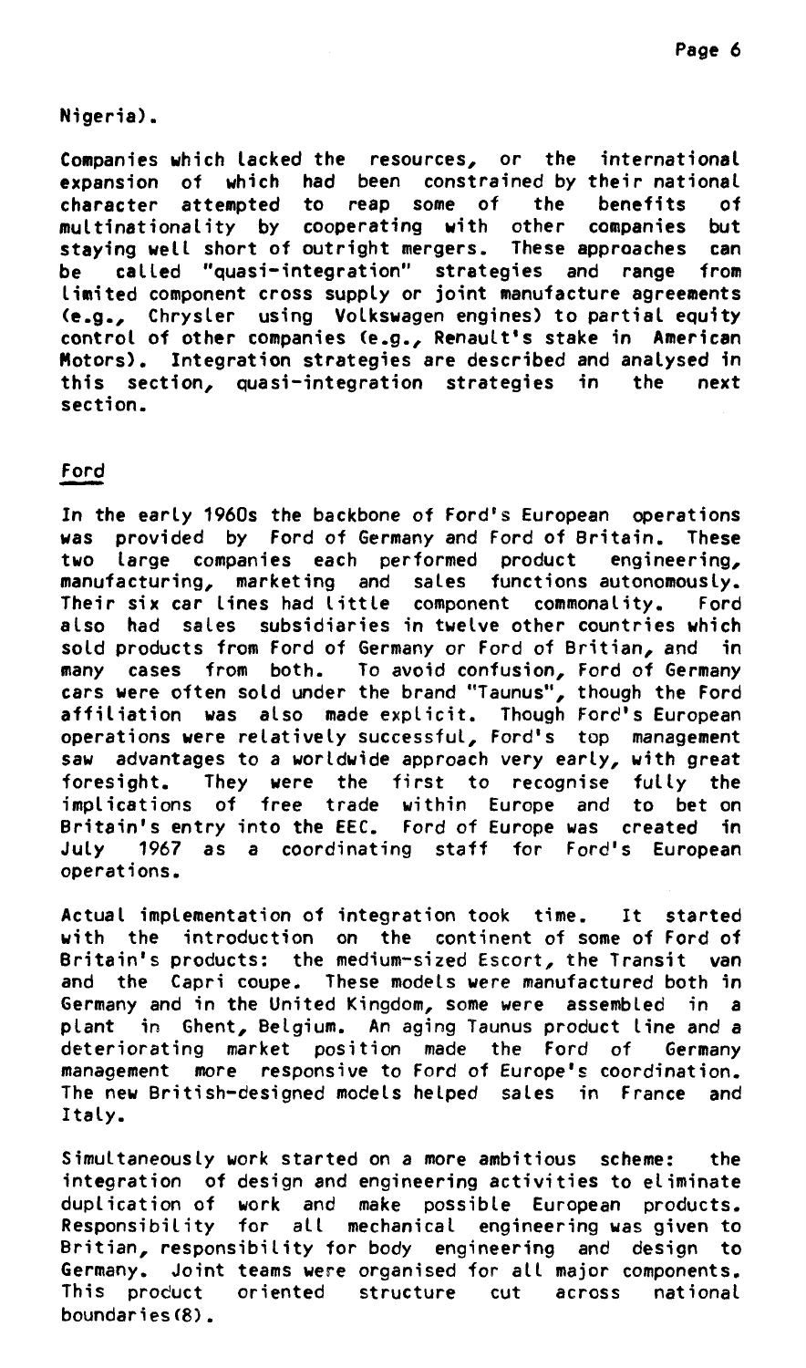Nigeria).

Companies which lacked the resources, or the international expansion of which had been constrained by their national character attempted to reap some of the benefits of multinationality by cooperating with other companies but staying well short of outright mergers. These approaches can be called "quasi-integration" strategies and range from limited component cross supply or joint manufacture agreements (e.g., Chrysler using Volkswagen engines) to partial equity control of other companies (e.g., Renault's stake in American Motors). Integration strategies are described and analysed in this section, quasi-integration strategies in the next section.

## Ford

In the early 1960s the backbone of Ford's European operations was provided by Ford of Germany and Ford of Britain. These two large companies each performed product engineering, manufacturing, marketing and sales functions autonomously. Their six car lines had little component commonality. Ford also had sales subsidiaries in twelve other countries which sold products from Ford of Germany or Ford of Britian, and in many cases from both. To avoid confusion, Ford of Germany cars were often sold under the brand "Taunus", though the Ford affiliation was also made explicit. Though Ford's European operations were relatively successful, Ford's top management saw advantages to a worldwide approach very early, with great foresight. They were the first to recognise fully the implications of free trade within Europe and to bet on Britain's entry into the EEC. Ford of Europe was created in July 1967 as a coordinating staff for Ford's European operations.

Actual implementation of integration took time. It started with the introduction on the continent of some of Ford of Britain's products: the medium-sized Escort, the Transit van and the Capri coupe. These models were manufactured both in Germany and in the United Kingdom, some were assembled in a plant in Ghent, Belgium. An aging Taunus product line and a deteriorating market position made the Ford of Germany management more responsive to Ford of Europe's coordination. The new British-designed models helped sales in France and Italy.

Simultaneously work started on a more ambitious scheme: the integration of design and engineering activities to eliminate duplication of work and make possible European products. Responsibility for all mechanical engineering was given to Britian, responsibility for body engineering and design to Germany. Joint teams were organised for all major components. This product oriented structure cut across national boundaries(8).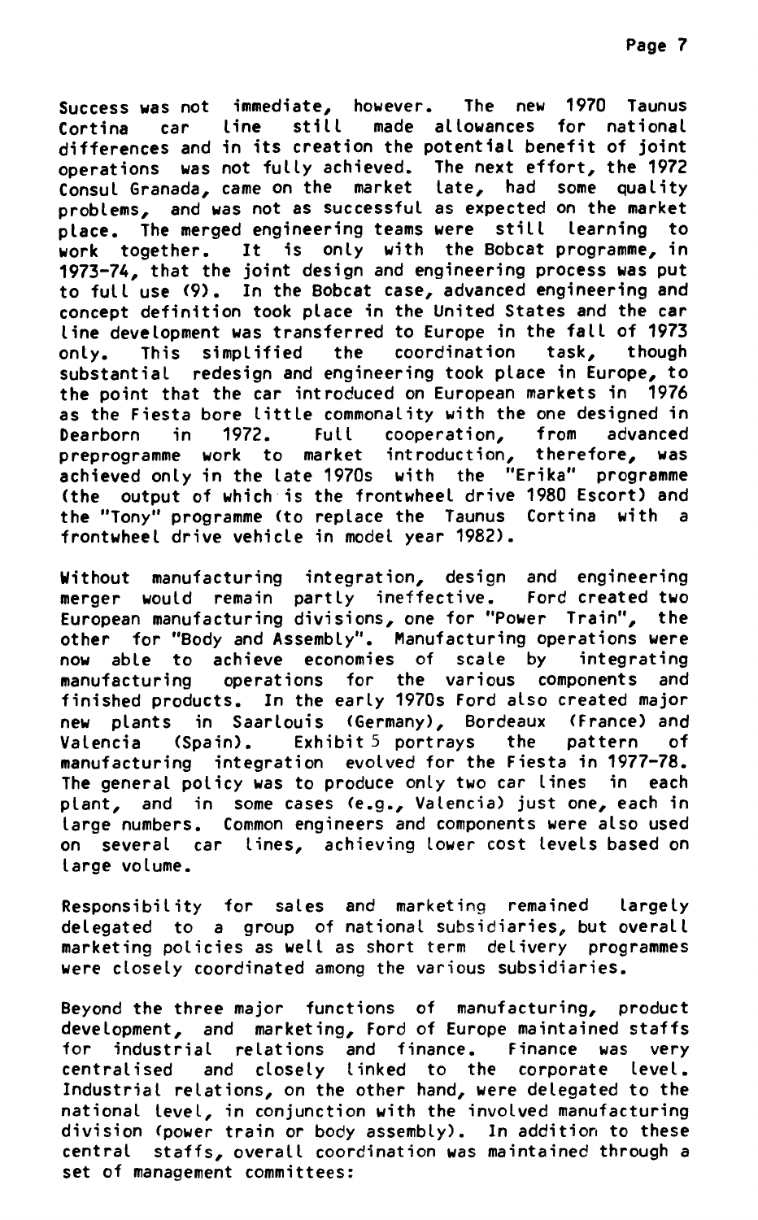Success was not immediate, however. The new 1970 Taunus Cortina car line still made allowances for national differences and in its creation the potential benefit of joint operations was not fully achieved. The next effort, the 1972 Consul Granada, came on the market late, had some quality problems, and was not as successful as expected on the market place. The merged engineering teams were still learning to work together. It is only with the Bobcat programme, in 1973-74, that the joint design and engineering process was put to full use (9). In the Bobcat case, advanced engineering and concept definition took place in the United States and the car line development was transferred to Europe in the fall of 1973 only. This simplified the coordination task, though substantial redesign and engineering took place in Europe, to the point that the car introduced on European markets in 1976 as the Fiesta bore little commonality with the one designed in Dearborn in 1972. Full cooperation, from advanced preprogramme work to market introduction, therefore, was achieved only in the late 1970s with the "Erika" programme (the output of which is the frontwheel drive 1980 Escort) and the "Tony" programme (to replace the Taunus Cortina with a frontwheel drive vehicle in model year 1982).

Without manufacturing integration, design and engineering merger would remain partly ineffective. Ford created two European manufacturing divisions, one for "Power Train", the other for "Body and Assembly". Manufacturing operations were now able to achieve economies of scale by integrating manufacturing operations for the various components and finished products. In the early 1970s Ford also created major new plants in Saarlouis (Germany), Bordeaux (France) and Valencia (Spain). Exhibit 5 portrays the pattern of manufacturing integration evolved for the Fiesta in 1977-78. The general policy was to produce only two car lines in each plant, and in some cases (e.g., Valencia) just one, each in large numbers. Common engineers and components were also used on several car lines, achieving lower cost levels based on large volume.

Responsibility for sales and marketing remained largely delegated to a group of national subsidiaries, but overall marketing policies as well as short term delivery programmes were closely coordinated among the various subsidiaries.

Beyond the three major functions of manufacturing, product development, and marketing, Ford of Europe maintained staffs for industrial relations and finance. Finance was very centralised and closely linked to the corporate level. Industrial relations, on the other hand, were delegated to the national level, in conjunction with the involved manufacturing division (power train or body assembly). In addition to these central staffs, overall coordination was maintained through a set of management committees: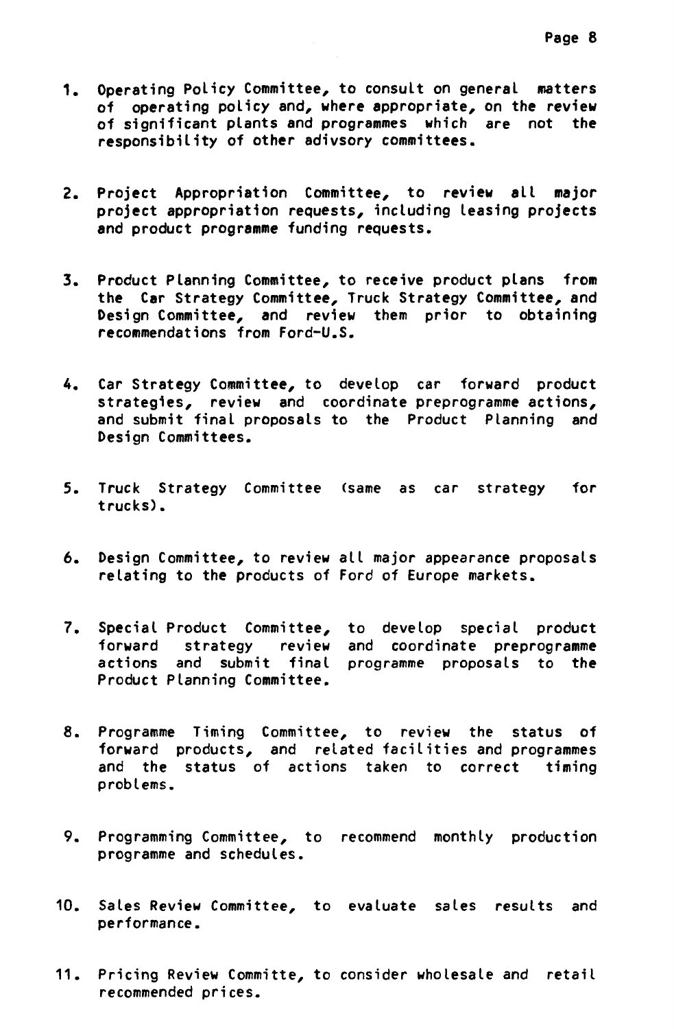1. Operating Policy Committee, to consult on general matters of operating policy and, where appropriate, on the review of significant plants and programmes which are not the responsibility of other adivsory committees.

2. Project Appropriation Committee, to review all major project appropriation requests, including leasing projects and product programme funding requests.

3. Product Planning Committee, to receive product plans from the Car Strategy Committee, Truck Strategy Committee, and Design Committee, and review them prior to obtaining recommendations from Ford-U.S.

4. Car Strategy Committee, to develop car forward product strategies, review and coordinate preprogramme actions, and submit final proposals to the Product Planning and Design Committees.

5. Truck Strategy Committee (same as car strategy for trucks).

6. Design Committee, to review all major appearance proposals relating to the products of Ford of Europe markets.

7. Special Product Committee, to develop special product forward strategy review and coordinate preprogramme actions and submit final programme proposals to the Product Planning Committee.

8. Programme Timing Committee, to review the status of forward products, and related facilities and programmes and the status of actions taken to correct timing problems.

9. Programming Committee, to recommend monthly production programme and schedules.

10. Sales Review Committee, to evaluate sales results and performance.

11. Pricing Review Committe, to consider wholesale and retail recommended prices.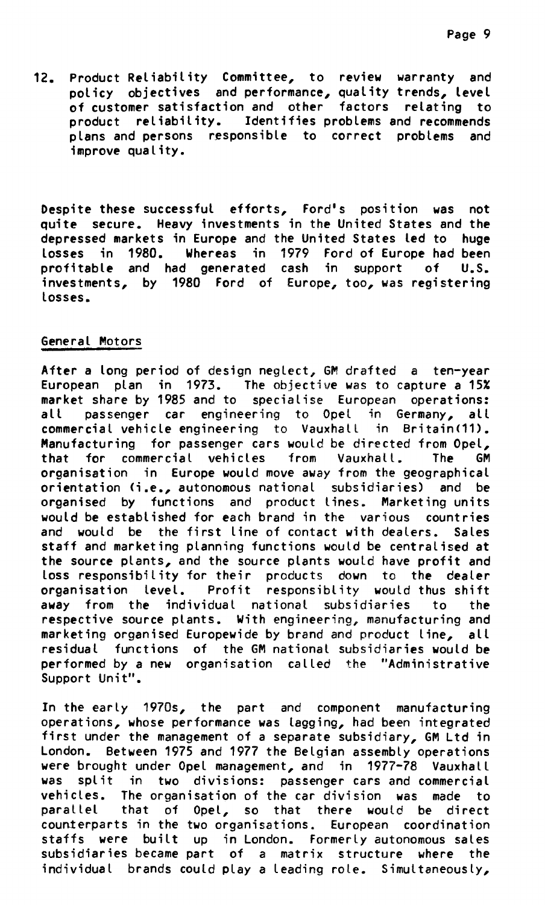12. Product Reliability Committee, to review warranty and policy objectives and performance, quality trends, level of customer satisfaction and other factors relating to product reliability. Identifies problems and recommends plans and persons responsible to correct problems and improve quality.

Despite these successful efforts, Ford's position was not quite secure. Heavy investments in the United States and the depressed markets in Europe and the United States led to huge losses in 1980. Whereas in 1979 Ford of Europe had been profitable and had generated cash in support of U.S. investments, by 1980 Ford of Europe, too, was registering losses.

## General Motors

After a long period of design neglect, GM drafted a ten-year European plan in 1973. The objective was to capture a 15% market share by 1985 and to specialise European operations: all passenger car engineering to Opel in Germany, all commercial vehicle engineering to Vauxhall in Britain(11). Manufacturing for passenger cars would be directed from Opel, that for commercial vehicles from Vauxhall. The GM organisation in Europe would move away from the geographical orientation (i.e., autonomous national subsidiaries) and be organised by functions and product lines. Marketing units would be established for each brand in the various countries and would be the first line of contact with dealers. Sales staff and marketing planning functions would be centralised at the source plants, and the source plants would have profit and loss responsibility for their products down to the dealer organisation level. Profit responsiblity would thus shift away from the individual national subsidiaries to the respective source plants. With engineering, manufacturing and marketing organised Europewide by brand and product line, all residual functions of the GM national subsidiaries would be performed by a new organisation called the "Administrative Support Unit".

In the early 1970s, the part and component manufacturing operations, whose performance was lagging, had been integrated first under the management of a separate subsidiary, GM Ltd in London. Between 1975 and 1977 the Belgian assembly operations were brought under Opel management, and in 1977-78 Vauxhall was split in two divisions: passenger cars and commercial vehicles. The organisation of the car division was made to parallel that of Opel, so that there would be direct counterparts in the two organisations. European coordination staffs were built up in London. Formerly autonomous sales subsidiaries became part of a matrix structure where the individual brands could play a leading role. Simultaneously,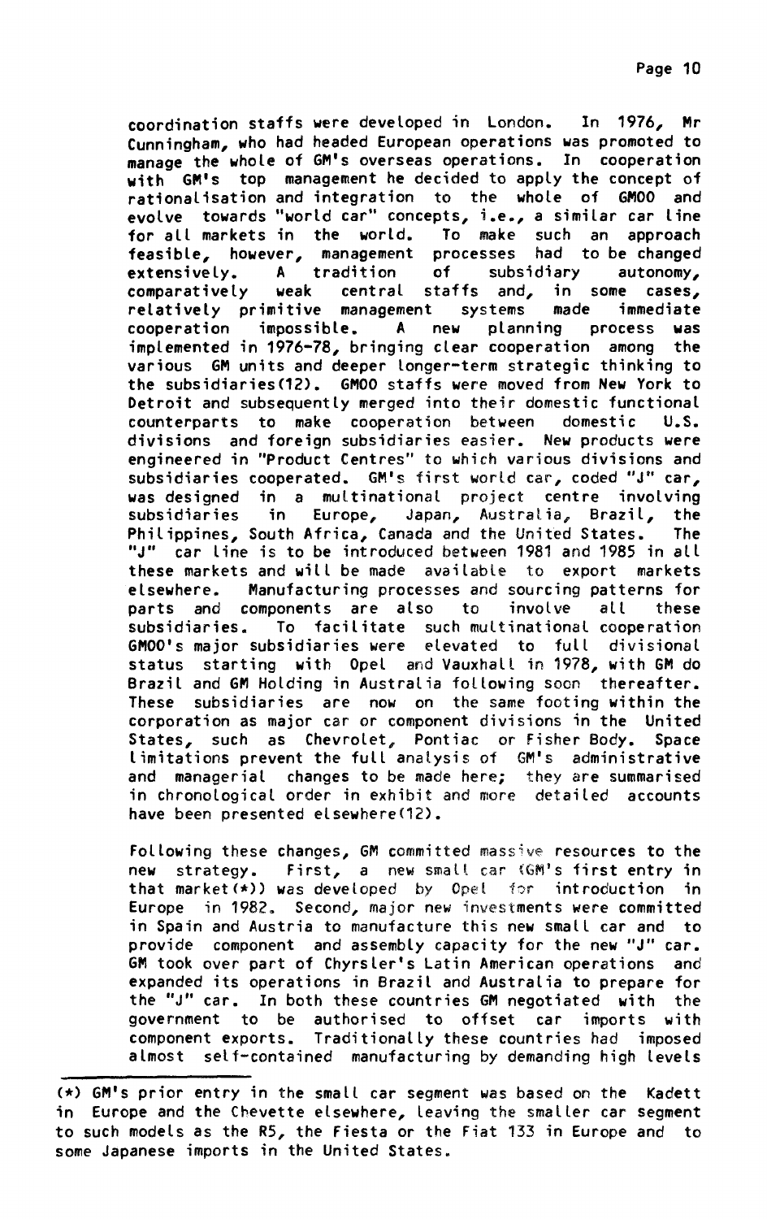coordination staffs were developed in London. In 1976, Mr Cunningham, who had headed European operations was promoted to manage the whole of GM's overseas operations. In cooperation with GM's top management he decided to apply the concept of rationalisation and integration to the whole of GMOO and evolve towards "world car" concepts, i.e., a similar car line for all markets in the world. To make such an approach feasible, however, management processes had to be changed extensively. A tradition of subsidiary autonomy, comparatively weak central staffs and, in some cases, relatively primitive management systems made immediate cooperation impossible. A new planning process was implemented in 1976-78, bringing clear cooperation among the various GM units and deeper longer-term strategic thinking to the subsidiaries(12). GMOO staffs were moved from New York to Detroit and subsequently merged into their domestic functional counterparts to make cooperation between domestic U.S. divisions and foreign subsidiaries easier. New products were engineered in "Product Centres" to which various divisions and subsidiaries cooperated. GM's first world car, coded "J" car, was designed in a multinational project centre involving subsidiaries in Europe, Japan, Australia, Brazil, the Philippines, South Africa, Canada and the United States. The "J" car line is to be introduced between 1981 and 1985 in all these markets and will be made available to export markets elsewhere. Manufacturing processes and sourcing patterns for parts and components are also to involve all these subsidiaries. To facilitate such multinational cooperation GMOO's major subsidiaries were elevated to full divisional status starting with Opel and Vauxhall in 1978, with GM do Brazil and GM Holding in Australia following soon thereafter. These subsidiaries are now on the same footing within the corporation as major car or component divisions in the United States, such as Chevrolet, Pontiac or Fisher Body. Space limitations prevent the full analysis of GM's administrative and managerial changes to be made here; they are summarised in chronological order in exhibit and more detailed accounts have been presented elsewhere(12).

Following these changes, GM committed massive resources to the new strategy. First, a new small car (GM's first entry in that market(*)) was developed by Opel for introduction in Europe in 1982. Second, major new investments were committed in Spain and Austria to manufacture this new small car and to provide component and assembly capacity for the new "J" car. GM took over part of Chyrsler's Latin American operations and expanded its operations in Brazil and Australia to prepare for the "J" car. In both these countries GM negotiated with the government to be authorised to offset car imports with component exports. Traditionally these countries had imposed almost self-contained manufacturing by demanding high levels

---

(*) GM's prior entry in the small car segment was based on the Kadett in Europe and the Chevette elsewhere, leaving the smaller car segment to such models as the R5, the Fiesta or the Fiat 133 in Europe and to some Japanese imports in the United States.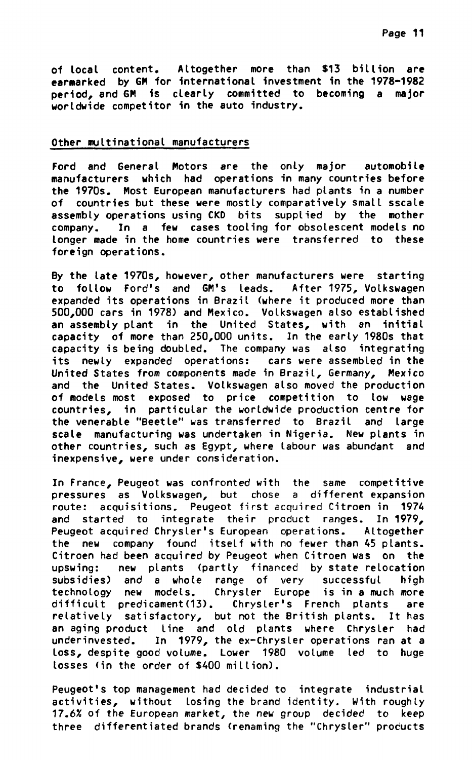of local content. Altogether more than $13 billion are earmarked by GM for international investment in the 1978-1982 period, and GM is clearly committed to becoming a major worldwide competitor in the auto industry.

Other multinational manufacturers

Ford and General Motors are the only major automobile manufacturers which had operations in many countries before the 1970s. Most European manufacturers had plants in a number of countries but these were mostly comparatively small sscale assembly operations using CKD bits supplied by the mother company. In a few cases tooling for obsolescent models no longer made in the home countries were transferred to these foreign operations.

By the late 1970s, however, other manufacturers were starting to follow Ford's and GM's leads. After 1975, Volkswagen expanded its operations in Brazil (where it produced more than 500,000 cars in 1978) and Mexico. Volkswagen also established an assembly plant in the United States, with an initial capacity of more than 250,000 units. In the early 1980s that capacity is being doubled. The company was also integrating its newly expanded operations: cars were assembled in the United States from components made in Brazil, Germany, Mexico and the United States. Volkswagen also moved the production of models most exposed to price competition to low wage countries, in particular the worldwide production centre for the venerable "Beetle" was transferred to Brazil and large scale manufacturing was undertaken in Nigeria. New plants in other countries, such as Egypt, where labour was abundant and inexpensive, were under consideration.

In France, Peugeot was confronted with the same competitive pressures as Volkswagen, but chose a different expansion route: acquisitions. Peugeot first acquired Citroen in 1974 and started to integrate their product ranges. In 1979, Peugeot acquired Chrysler's European operations. Altogether the new company found itself with no fewer than 45 plants. Citroen had been acquired by Peugeot when Citroen was on the upswing: new plants (partly financed by state relocation subsidies) and a whole range of very successful high technology new models. Chrysler Europe is in a much more difficult predicament(13). Chrysler's French plants are relatively satisfactory, but not the British plants. It has an aging product line and old plants where Chrysler had underinvested. In 1979, the ex-Chrysler operations ran at a loss, despite good volume. Lower 1980 volume led to huge losses (in the order of $400 million).

Peugeot's top management had decided to integrate industrial activities, without losing the brand identity. With roughly 17.6% of the European market, the new group decided to keep three differentiated brands (renaming the "Chrysler" products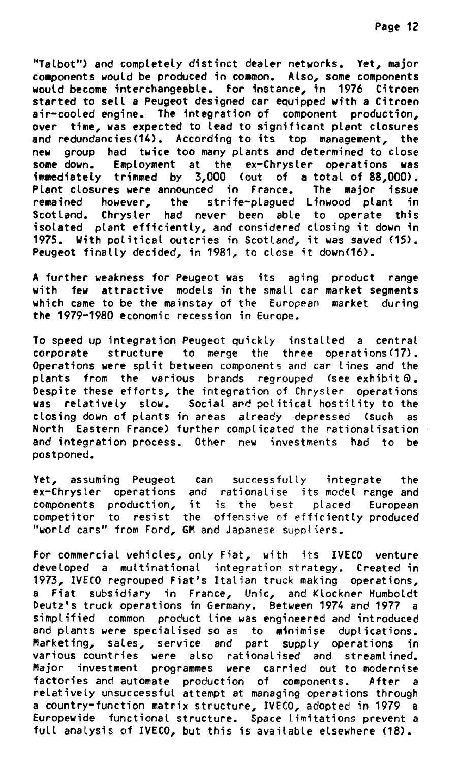"Talbot") and completely distinct dealer networks. Yet, major components would be produced in common. Also, some components would become interchangeable. For instance, in 1976 Citroen started to sell a Peugeot designed car equipped with a Citroen air-cooled engine. The integration of component production, over time, was expected to lead to significant plant closures and redundancies(14). According to its top management, the new group had twice too many plants and determined to close some down. Employment at the ex-Chrysler operations was immediately trimmed by 3,000 (out of a total of 88,000). Plant closures were announced in France. The major issue remained however, the strife-plagued Linwood plant in Scotland. Chrysler had never been able to operate this isolated plant efficiently, and considered closing it down in 1975. With political outcries in Scotland, it was saved (15). Peugeot finally decided, in 1981, to close it down(16).

A further weakness for Peugeot was its aging product range with few attractive models in the small car market segments which came to be the mainstay of the European market during the 1979-1980 economic recession in Europe.

To speed up integration Peugeot quickly installed a central corporate structure to merge the three operations(17). Operations were split between components and car lines and the plants from the various brands regrouped (see exhibit 0). Despite these efforts, the integration of Chrysler operations was relatively slow. Social and political hostility to the closing down of plants in areas already depressed (such as North Eastern France) further complicated the rationalisation and integration process. Other new investments had to be postponed.

Yet, assuming Peugeot can successfully integrate the ex-Chrysler operations and rationalise its model range and components production, it is the best placed European competitor to resist the offensive of efficiently produced "world cars" from Ford, GM and Japanese suppliers.

For commercial vehicles, only Fiat, with its IVECO venture developed a multinational integration strategy. Created in 1973, IVECO regrouped Fiat's Italian truck making operations, a Fiat subsidiary in France, Unic, and Klockner Humboldt Deutz's truck operations in Germany. Between 1974 and 1977 a simplified common product line was engineered and introduced and plants were specialised so as to minimise duplications. Marketing, sales, service and part supply operations in various countries were also rationalised and streamlined. Major investment programmes were carried out to modernise factories and automate production of components. After a relatively unsuccessful attempt at managing operations through a country-function matrix structure, IVECO, adopted in 1979 a Europewide functional structure. Space limitations prevent a full analysis of IVECO, but this is available elsewhere (18).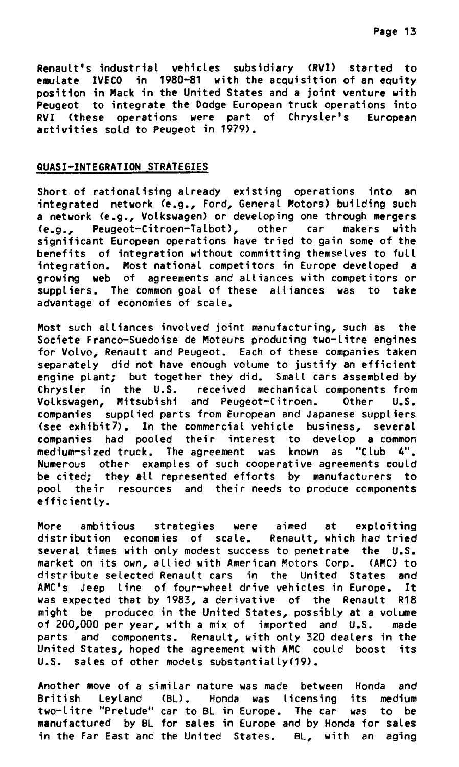Renault's industrial vehicles subsidiary (RVI) started to emulate IVECO in 1980-81 with the acquisition of an equity position in Mack in the United States and a joint venture with Peugeot to integrate the Dodge European truck operations into RVI (these operations were part of Chrysler's European activities sold to Peugeot in 1979).

## QUASI-INTEGRATION STRATEGIES

Short of rationalising already existing operations into an integrated network (e.g., Ford, General Motors) building such a network (e.g., Volkswagen) or developing one through mergers (e.g., Peugeot-Citroen-Talbot), other car makers with significant European operations have tried to gain some of the benefits of integration without committing themselves to full integration. Most national competitors in Europe developed a growing web of agreements and alliances with competitors or suppliers. The common goal of these alliances was to take advantage of economies of scale.

Most such alliances involved joint manufacturing, such as the Societe Franco-Suedoise de Moteurs producing two-litre engines for Volvo, Renault and Peugeot. Each of these companies taken separately did not have enough volume to justify an efficient engine plant; but together they did. Small cars assembled by Chrysler in the U.S. received mechanical components from Volkswagen, Mitsubishi and Peugeot-Citroen. Other U.S. companies supplied parts from European and Japanese suppliers (see exhibit7). In the commercial vehicle business, several companies had pooled their interest to develop a common medium-sized truck. The agreement was known as "Club 4". Numerous other examples of such cooperative agreements could be cited; they all represented efforts by manufacturers to pool their resources and their needs to produce components efficiently.

More ambitious strategies were aimed at exploiting distribution economies of scale. Renault, which had tried several times with only modest success to penetrate the U.S. market on its own, allied with American Motors Corp. (AMC) to distribute selected Renault cars in the United States and AMC's Jeep line of four-wheel drive vehicles in Europe. It was expected that by 1983, a derivative of the Renault R18 might be produced in the United States, possibly at a volume of 200,000 per year, with a mix of imported and U.S. made parts and components. Renault, with only 320 dealers in the United States, hoped the agreement with AMC could boost its U.S. sales of other models substantially(19).

Another move of a similar nature was made between Honda and British Leyland (BL). Honda was licensing its medium two-litre "Prelude" car to BL in Europe. The car was to be manufactured by BL for sales in Europe and by Honda for sales in the Far East and the United States. BL, with an aging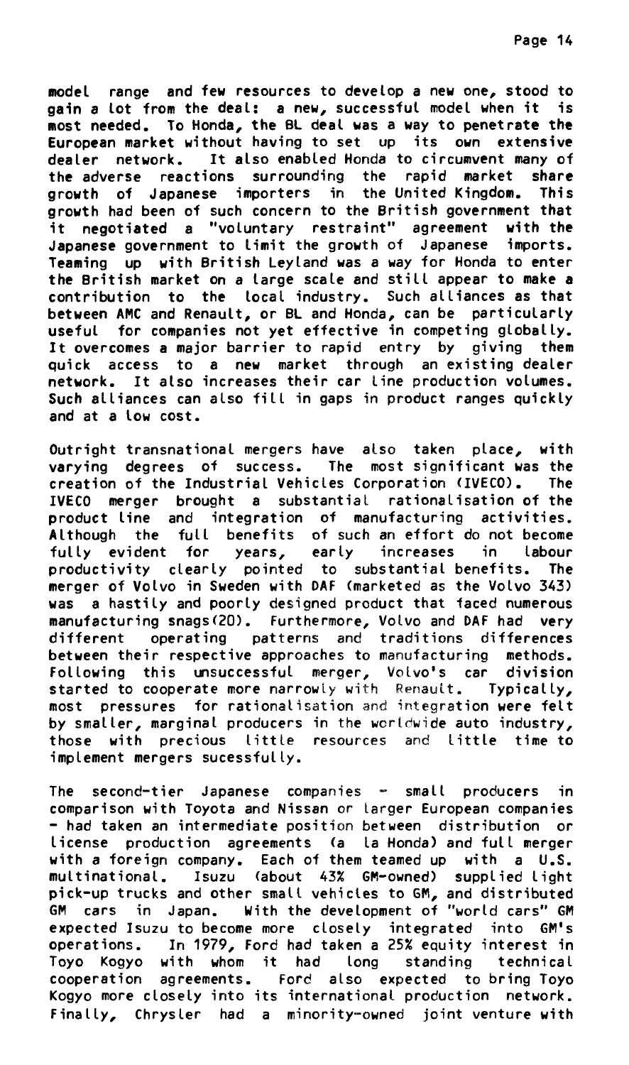model range and few resources to develop a new one, stood to gain a lot from the deal: a new, successful model when it is most needed. To Honda, the BL deal was a way to penetrate the European market without having to set up its own extensive dealer network. It also enabled Honda to circumvent many of the adverse reactions surrounding the rapid market share growth of Japanese importers in the United Kingdom. This growth had been of such concern to the British government that it negotiated a "voluntary restraint" agreement with the Japanese government to limit the growth of Japanese imports. Teaming up with British Leyland was a way for Honda to enter the British market on a large scale and still appear to make a contribution to the local industry. Such alliances as that between AMC and Renault, or BL and Honda, can be particularly useful for companies not yet effective in competing globally. It overcomes a major barrier to rapid entry by giving them quick access to a new market through an existing dealer network. It also increases their car line production volumes. Such alliances can also fill in gaps in product ranges quickly and at a low cost.

Outright transnational mergers have also taken place, with varying degrees of success. The most significant was the creation of the Industrial Vehicles Corporation (IVECO). The IVECO merger brought a substantial rationalisation of the product line and integration of manufacturing activities. Although the full benefits of such an effort do not become fully evident for years, early increases in labour productivity clearly pointed to substantial benefits. The merger of Volvo in Sweden with DAF (marketed as the Volvo 343) was a hastily and poorly designed product that faced numerous manufacturing snags(20). Furthermore, Volvo and DAF had very different operating patterns and traditions differences between their respective approaches to manufacturing methods. Following this unsuccessful merger, Volvo's car division started to cooperate more narrowly with Renault. Typically, most pressures for rationalisation and integration were felt by smaller, marginal producers in the worldwide auto industry, those with precious little resources and little time to implement mergers sucessfully.

The second-tier Japanese companies - small producers in comparison with Toyota and Nissan or larger European companies - had taken an intermediate position between distribution or license production agreements (a la Honda) and full merger with a foreign company. Each of them teamed up with a U.S. multinational. Isuzu (about 43% GM-owned) supplied light pick-up trucks and other small vehicles to GM, and distributed GM cars in Japan. With the development of "world cars" GM expected Isuzu to become more closely integrated into GM's operations. In 1979, Ford had taken a 25% equity interest in Toyo Kogyo with whom it had long standing technical cooperation agreements. Ford also expected to bring Toyo Kogyo more closely into its international production network. Finally, Chrysler had a minority-owned joint venture with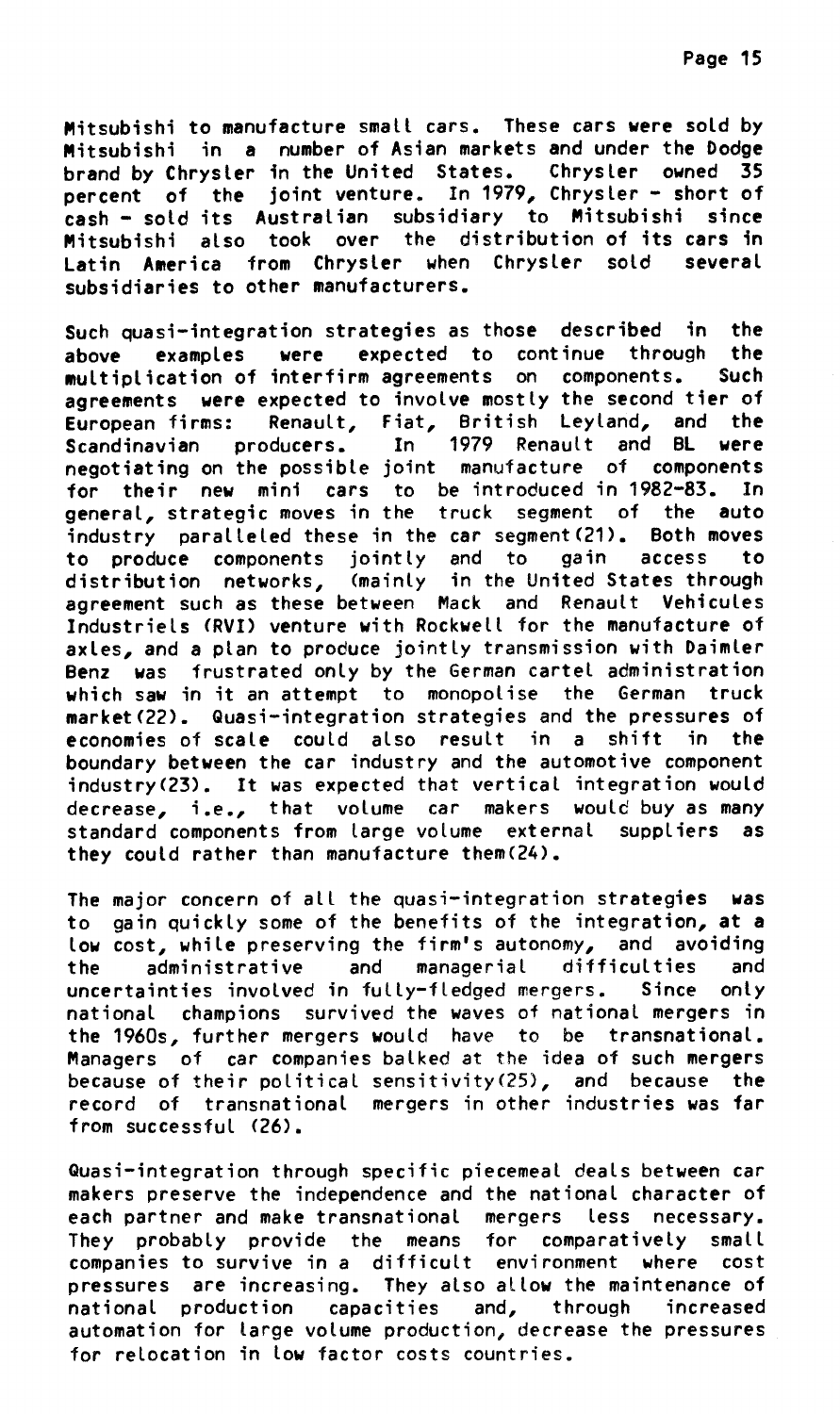Mitsubishi to manufacture small cars. These cars were sold by Mitsubishi in a number of Asian markets and under the Dodge brand by Chrysler in the United States. Chrysler owned 35 percent of the joint venture. In 1979, Chrysler - short of cash - sold its Australian subsidiary to Mitsubishi since Mitsubishi also took over the distribution of its cars in Latin America from Chrysler when Chrysler sold several subsidiaries to other manufacturers.

Such quasi-integration strategies as those described in the above examples were expected to continue through the multiplication of interfirm agreements on components. Such agreements were expected to involve mostly the second tier of European firms: Renault, Fiat, British Leyland, and the Scandinavian producers. In 1979 Renault and BL were negotiating on the possible joint manufacture of components for their new mini cars to be introduced in 1982-83. In general, strategic moves in the truck segment of the auto industry paralleled these in the car segment(21). Both moves to produce components jointly and to gain access to distribution networks, (mainly in the United States through agreement such as these between Mack and Renault Vehicules Industriels (RVI) venture with Rockwell for the manufacture of axles, and a plan to produce jointly transmission with Daimler Benz was frustrated only by the German cartel administration which saw in it an attempt to monopolise the German truck market(22). Quasi-integration strategies and the pressures of economies of scale could also result in a shift in the boundary between the car industry and the automotive component industry(23). It was expected that vertical integration would decrease, i.e., that volume car makers would buy as many standard components from large volume external suppliers as they could rather than manufacture them(24).

The major concern of all the quasi-integration strategies was to gain quickly some of the benefits of the integration, at a low cost, while preserving the firm's autonomy, and avoiding the administrative and managerial difficulties and uncertainties involved in fully-fledged mergers. Since only national champions survived the waves of national mergers in the 1960s, further mergers would have to be transnational. Managers of car companies balked at the idea of such mergers because of their political sensitivity(25), and because the record of transnational mergers in other industries was far from successful (26).

Quasi-integration through specific piecemeal deals between car makers preserve the independence and the national character of each partner and make transnational mergers less necessary. They probably provide the means for comparatively small companies to survive in a difficult environment where cost pressures are increasing. They also allow the maintenance of national production capacities and, through increased automation for large volume production, decrease the pressures for relocation in low factor costs countries.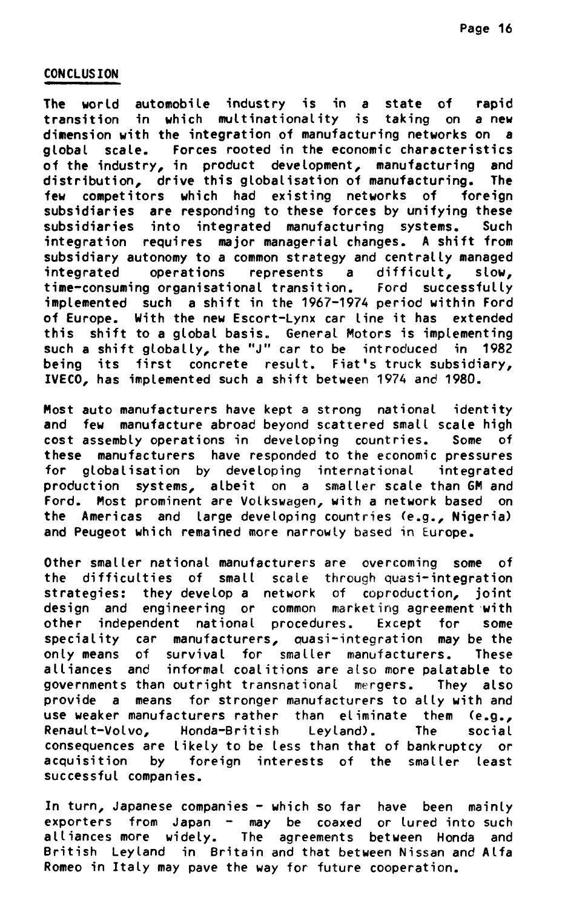## CONCLUSION

The world automobile industry is in a state of rapid transition in which multinationality is taking on a new dimension with the integration of manufacturing networks on a global scale. Forces rooted in the economic characteristics of the industry, in product development, manufacturing and distribution, drive this globalisation of manufacturing. The few competitors which had existing networks of foreign subsidiaries are responding to these forces by unifying these subsidiaries into integrated manufacturing systems. Such integration requires major managerial changes. A shift from subsidiary autonomy to a common strategy and centrally managed integrated operations represents a difficult, slow, time-consuming organisational transition. Ford successfully implemented such a shift in the 1967-1974 period within Ford of Europe. With the new Escort-Lynx car line it has extended this shift to a global basis. General Motors is implementing such a shift globally, the "J" car to be introduced in 1982 being its first concrete result. Fiat's truck subsidiary, IVECO, has implemented such a shift between 1974 and 1980.

Most auto manufacturers have kept a strong national identity and few manufacture abroad beyond scattered small scale high cost assembly operations in developing countries. Some of these manufacturers have responded to the economic pressures for globalisation by developing international integrated production systems, albeit on a smaller scale than GM and Ford. Most prominent are Volkswagen, with a network based on the Americas and large developing countries (e.g., Nigeria) and Peugeot which remained more narrowly based in Europe.

Other smaller national manufacturers are overcoming some of the difficulties of small scale through quasi-integration strategies: they develop a network of coproduction, joint design and engineering or common marketing agreement with other independent national procedures. Except for some speciality car manufacturers, quasi-integration may be the only means of survival for smaller manufacturers. These alliances and informal coalitions are also more palatable to governments than outright transnational mergers. They also provide a means for stronger manufacturers to ally with and use weaker manufacturers rather than eliminate them (e.g., Renault-Volvo, Honda-British Leyland). The social consequences are likely to be less than that of bankruptcy or acquisition by foreign interests of the smaller least successful companies.

In turn, Japanese companies - which so far have been mainly exporters from Japan - may be coaxed or lured into such alliances more widely. The agreements between Honda and British Leyland in Britain and that between Nissan and Alfa Romeo in Italy may pave the way for future cooperation.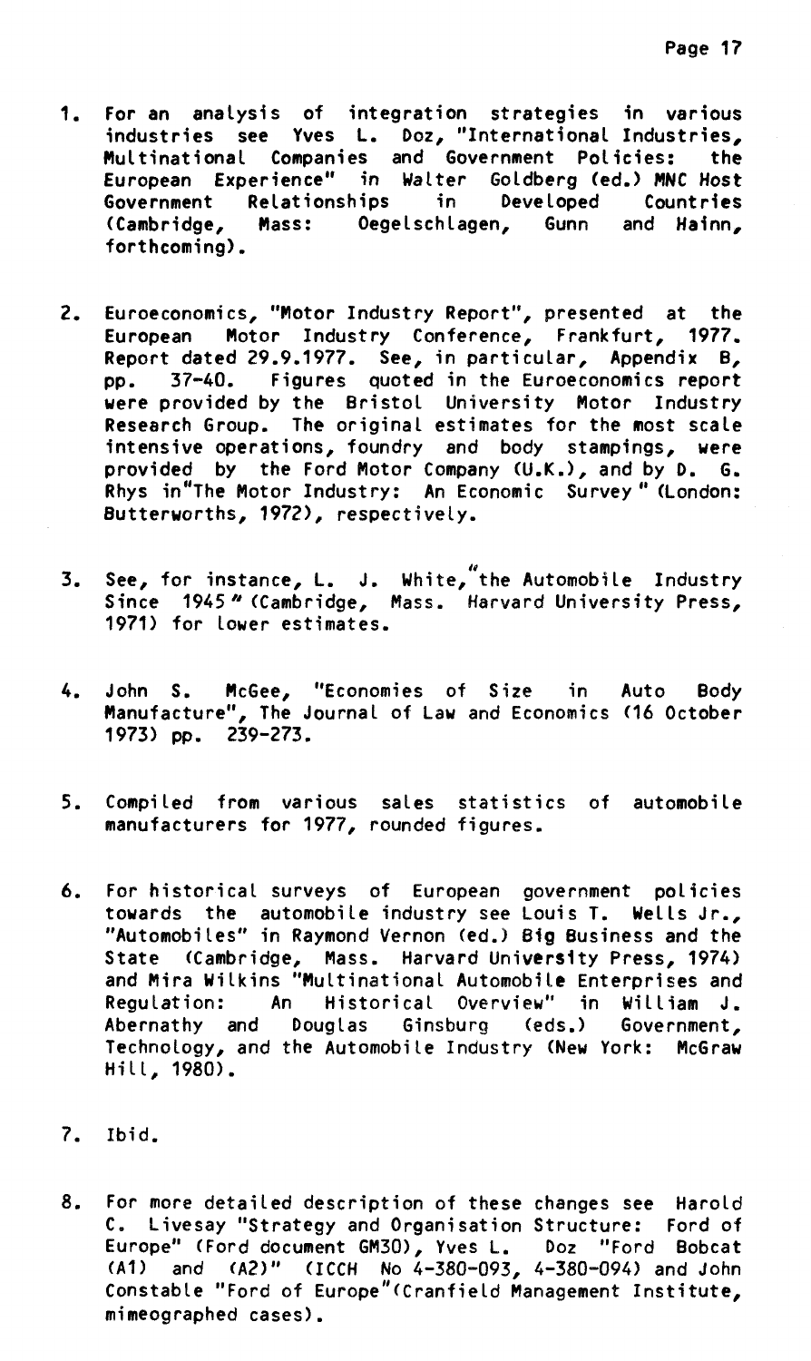1. For an analysis of integration strategies in various industries see Yves L. Doz, "International Industries, Multinational Companies and Government Policies: the European Experience" in Walter Goldberg (ed.) MNC Host Government Relationships in Developed Countries (Cambridge, Mass: Oegelschlagen, Gunn and Hainn, forthcoming).

2. Euroeconomics, "Motor Industry Report", presented at the European Motor Industry Conference, Frankfurt, 1977. Report dated 29.9.1977. See, in particular, Appendix B, pp. 37-40. Figures quoted in the Euroeconomics report were provided by the Bristol University Motor Industry Research Group. The original estimates for the most scale intensive operations, foundry and body stampings, were provided by the Ford Motor Company (U.K.), and by D. G. Rhys in "The Motor Industry: An Economic Survey" (London: Butterworths, 1972), respectively.

3. See, for instance, L. J. White, "the Automobile Industry Since 1945" (Cambridge, Mass. Harvard University Press, 1971) for lower estimates.

4. John S. McGee, "Economies of Size in Auto Body Manufacture", The Journal of Law and Economics (16 October 1973) pp. 239-273.

5. Compiled from various sales statistics of automobile manufacturers for 1977, rounded figures.

6. For historical surveys of European government policies towards the automobile industry see Louis T. Wells Jr., "Automobiles" in Raymond Vernon (ed.) Big Business and the State (Cambridge, Mass. Harvard University Press, 1974) and Mira Wilkins "Multinational Automobile Enterprises and Regulation: An Historical Overview" in William J. Abernathy and Douglas Ginsburg (eds.) Government, Technology, and the Automobile Industry (New York: McGraw Hill, 1980).

7. Ibid.

8. For more detailed description of these changes see Harold C. Livesay "Strategy and Organisation Structure: Ford of Europe" (Ford document GM30), Yves L. Doz "Ford Bobcat (A1) and (A2)" (ICCH No 4-380-093, 4-380-094) and John Constable "Ford of Europe" (Cranfield Management Institute, mimeographed cases).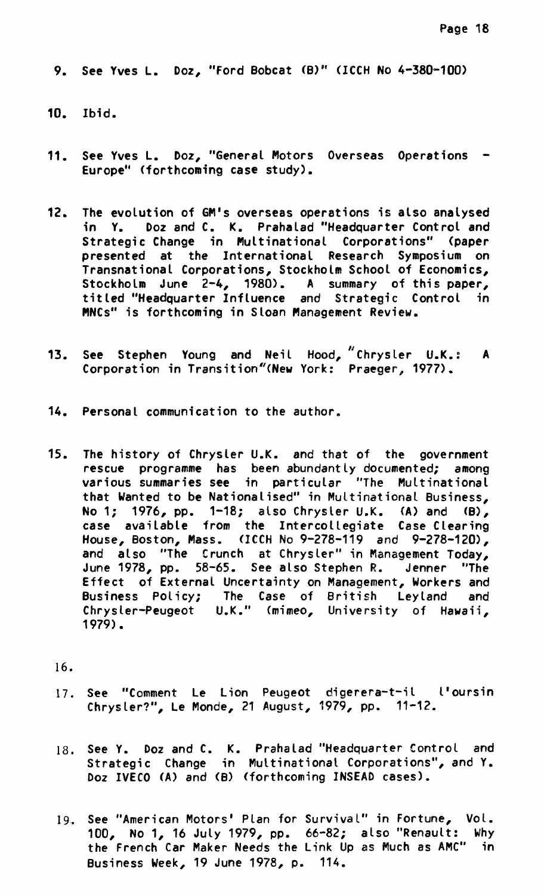9. See Yves L. Doz, "Ford Bobcat (B)" (ICCH No 4-380-100)

10. Ibid.

11. See Yves L. Doz, "General Motors Overseas Operations - Europe" (forthcoming case study).

12. The evolution of GM's overseas operations is also analysed in Y. Doz and C. K. Prahalad "Headquarter Control and Strategic Change in Multinational Corporations" (paper presented at the International Research Symposium on Transnational Corporations, Stockholm School of Economics, Stockholm June 2-4, 1980). A summary of this paper, titled "Headquarter Influence and Strategic Control in MNCs" is forthcoming in Sloan Management Review.

13. See Stephen Young and Neil Hood, "Chrysler U.K.: A Corporation in Transition"(New York: Praeger, 1977).

14. Personal communication to the author.

15. The history of Chrysler U.K. and that of the government rescue programme has been abundantly documented; among various summaries see in particular "The Multinational that Wanted to be Nationalised" in Multinational Business, No 1; 1976, pp. 1-18; also Chrysler U.K. (A) and (B), case available from the Intercollegiate Case Clearing House, Boston, Mass. (ICCH No 9-278-119 and 9-278-120), and also "The Crunch at Chrysler" in Management Today, June 1978, pp. 58-65. See also Stephen R. Jenner "The Effect of External Uncertainty on Management, Workers and Business Policy; The Case of British Leyland and Chrysler-Peugeot U.K." (mimeo, University of Hawaii, 1979).

16.

17. See "Comment Le Lion Peugeot digerera-t-il l'oursin Chrysler?", Le Monde, 21 August, 1979, pp. 11-12.

18. See Y. Doz and C. K. Prahalad "Headquarter Control and Strategic Change in Multinational Corporations", and Y. Doz IVECO (A) and (B) (forthcoming INSEAD cases).

19. See "American Motors' Plan for Survival" in Fortune, Vol. 100, No 1, 16 July 1979, pp. 66-82; also "Renault: Why the French Car Maker Needs the Link Up as Much as AMC" in Business Week, 19 June 1978, p. 114.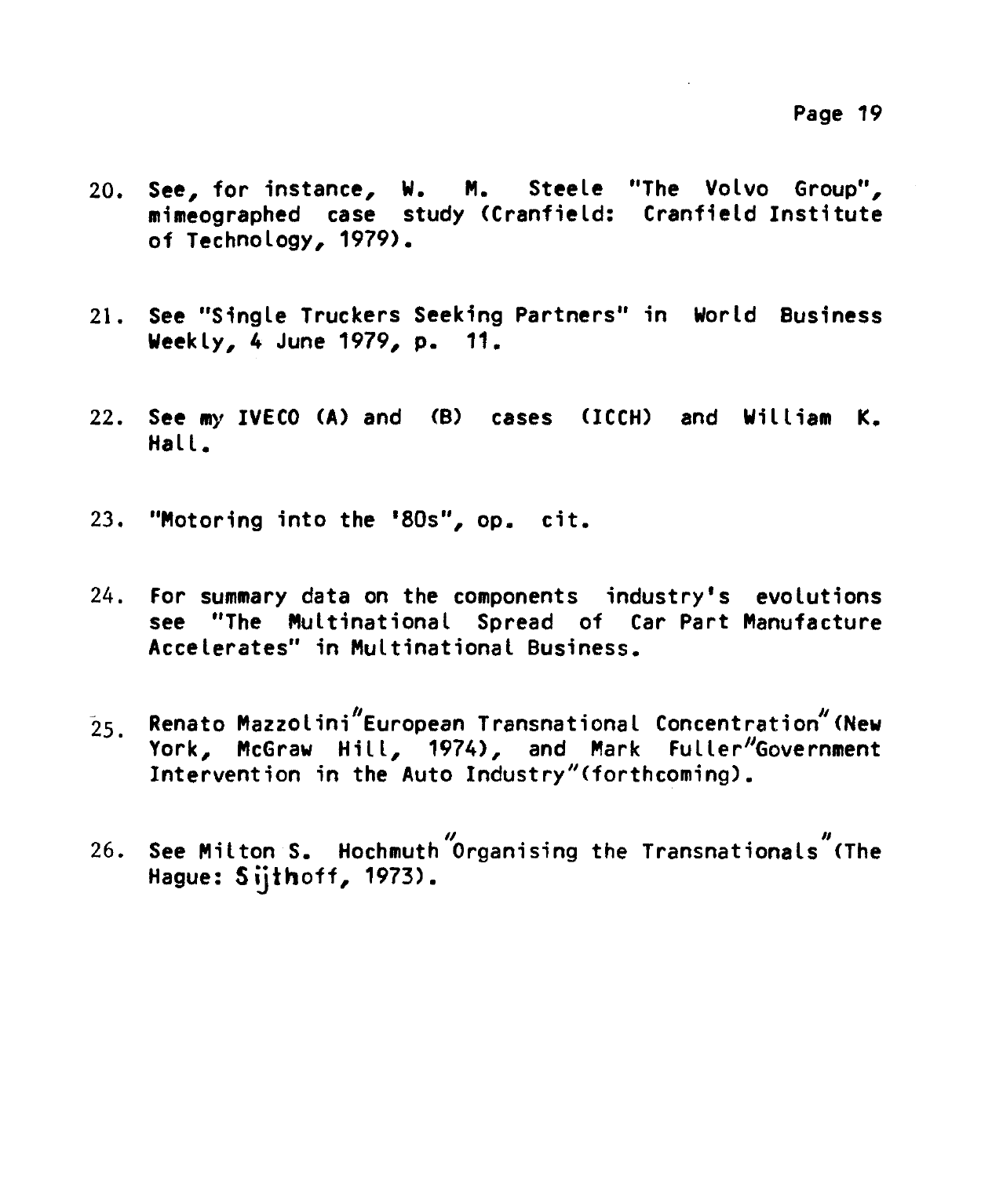20. See, for instance, W. M. Steele "The Volvo Group", mimeographed case study (Cranfield: Cranfield Institute of Technology, 1979).

21. See "Single Truckers Seeking Partners" in World Business Weekly, 4 June 1979, p. 11.

22. See my IVECO (A) and (B) cases (ICCH) and William K. Hall.

23. "Motoring into the '80s", op. cit.

24. For summary data on the components industry's evolutions see "The Multinational Spread of Car Part Manufacture Accelerates" in Multinational Business.

25. Renato Mazzolini "European Transnational Concentration" (New York, McGraw Hill, 1974), and Mark Fuller "Government Intervention in the Auto Industry" (forthcoming).

26. See Milton S. Hochmuth "Organising the Transnationals" (The Hague: Sijthoff, 1973).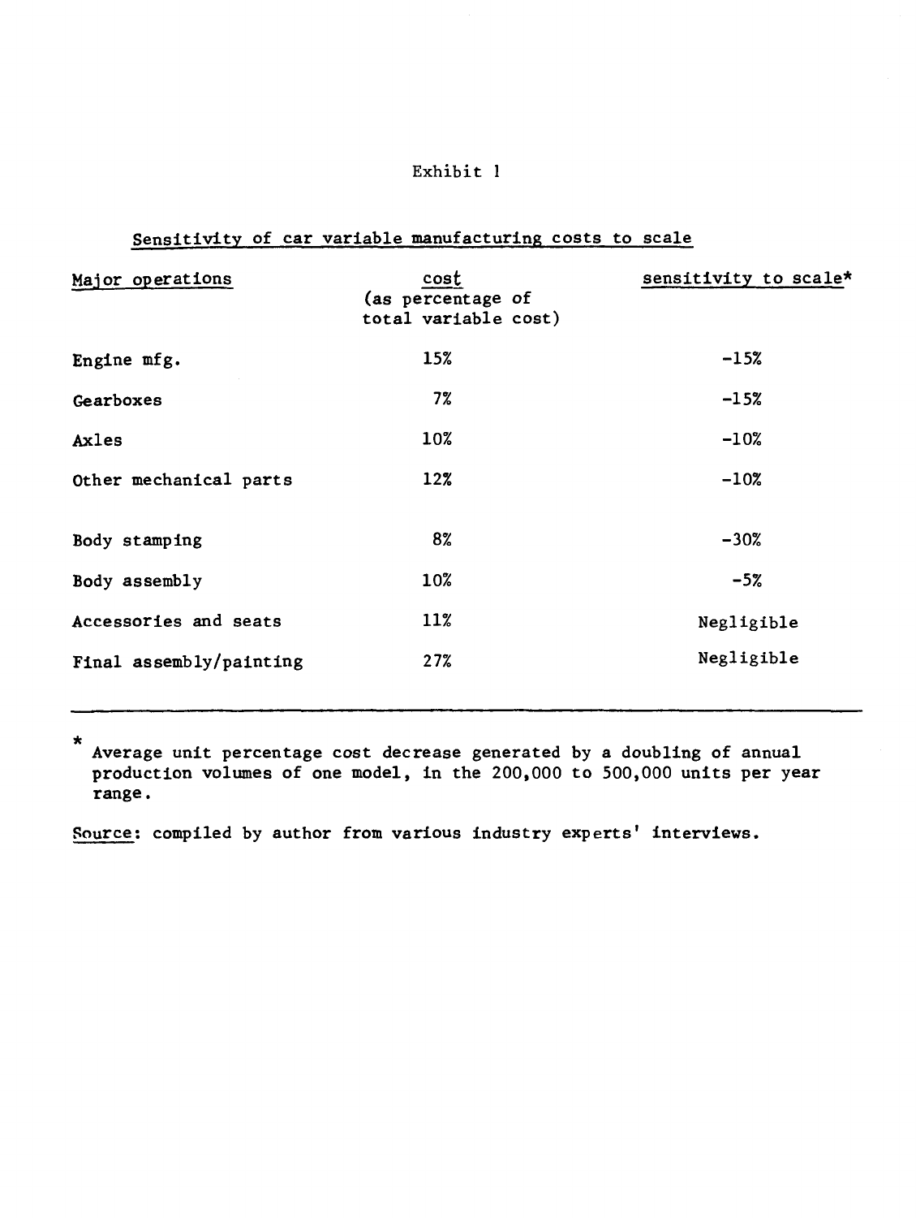Exhibit 1

Sensitivity of car variable manufacturing costs to scale

| Major operations | cost (as percentage of total variable cost) | sensitivity to scale* |
|---|---|---|
| Engine mfg. | 15% | -15% |
| Gearboxes | 7% | -15% |
| Axles | 10% | -10% |
| Other mechanical parts | 12% | -10% |
| Body stamping | 8% | -30% |
| Body assembly | 10% | -5% |
| Accessories and seats | 11% | Negligible |
| Final assembly/painting | 27% | Negligible |

* Average unit percentage cost decrease generated by a doubling of annual production volumes of one model, in the 200,000 to 500,000 units per year range.

Source: compiled by author from various industry experts' interviews.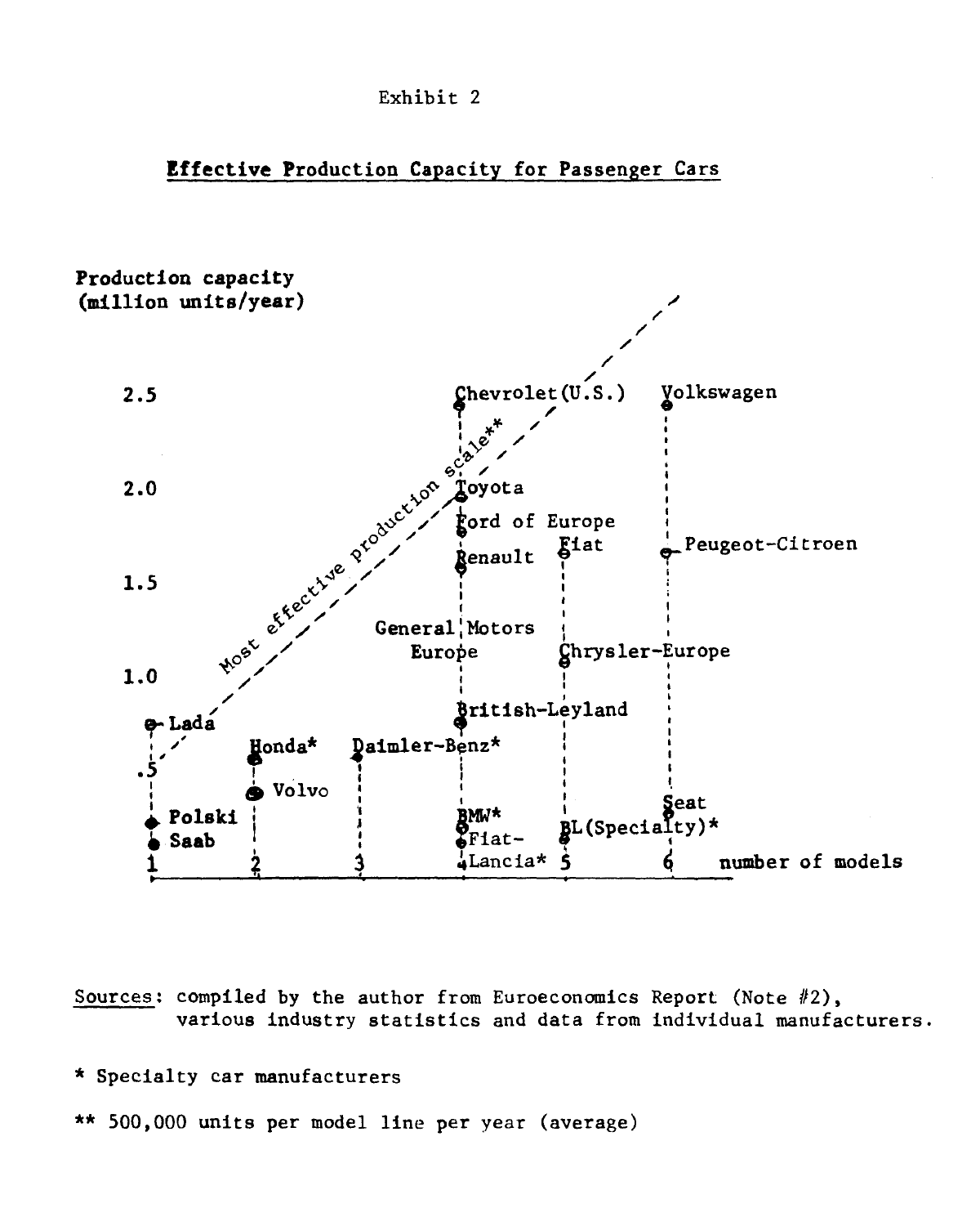Exhibit 2

## Effective Production Capacity for Passenger Cars

| Number of models | Manufacturer | Production capacity (million units/year) |
|---|---|---|
| 1 | Lada | ~0.8 |
| 1 | Polski | ~0.4 |
| 1 | Saab | ~0.3 |
| 2 | Honda* | ~0.55 |
| 2 | Volvo | ~0.4 |
| 3 | Daimler-Benz* | ~0.55 |
| 4 | Chevrolet (U.S.) | 2.5 |
| 4 | Toyota | 2.0 |
| 4 | Ford of Europe | ~1.8 |
| 4 | Renault | ~1.6 |
| 4 | General Motors Europe | ~1.3 |
| 4 | British-Leyland | ~0.8 |
| 4 | BMW* | ~0.35 |
| 4 | Fiat-Lancia* | ~0.3 |
| 5 | Fiat | ~1.7 |
| 5 | Chrysler-Europe | ~1.0 |
| 5 | BL (Specialty)* | ~0.3 |
| 6 | Volkswagen | 2.5 |
| 6 | Peugeot-Citroen | ~1.7 |
| 6 | Seat | ~0.4 |

Most effective production scale**

Sources: compiled by the author from Euroeconomics Report (Note #2), various industry statistics and data from individual manufacturers.

\* Specialty car manufacturers

\*\* 500,000 units per model line per year (average)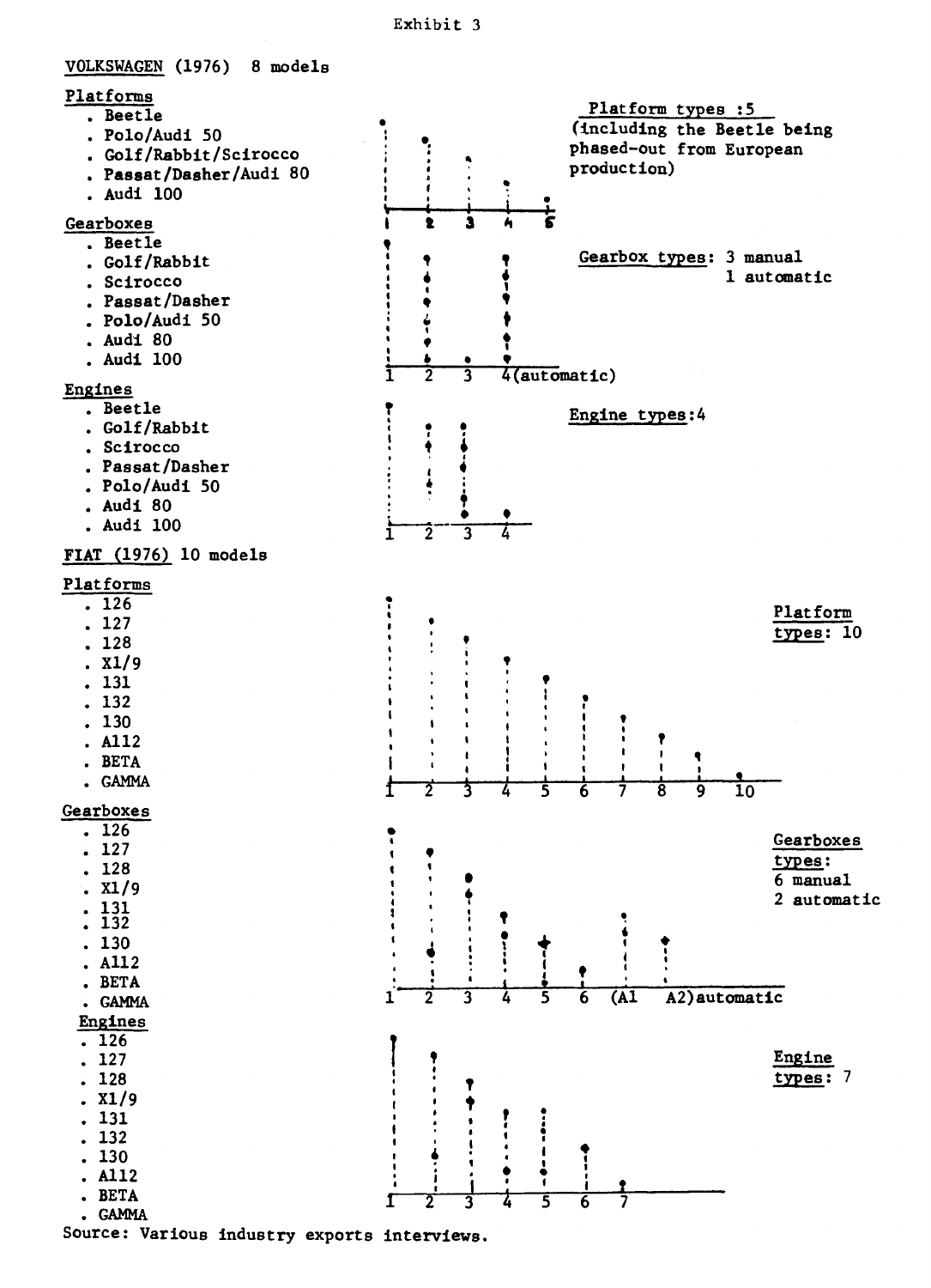Exhibit 3

VOLKSWAGEN (1976) 8 models

**Platforms**

- Beetle
- Polo/Audi 50
- Golf/Rabbit/Scirocco
- Passat/Dasher/Audi 80
- Audi 100

Platform types :5 (including the Beetle being phased-out from European production)

**Gearboxes**

- Beetle
- Golf/Rabbit
- Scirocco
- Passat/Dasher
- Polo/Audi 50
- Audi 80
- Audi 100

Gearbox types: 3 manual, 1 automatic

1 2 3 4(automatic)

**Engines**

- Beetle
- Golf/Rabbit
- Scirocco
- Passat/Dasher
- Polo/Audi 50
- Audi 80
- Audi 100

Engine types:4

1 2 3 4

FIAT (1976) 10 models

**Platforms**

- 126
- 127
- 128
- X1/9
- 131
- 132
- 130
- A112
- BETA
- GAMMA

Platform types: 10

1 2 3 4 5 6 7 8 9 10

**Gearboxes**

- 126
- 127
- 128
- X1/9
- 131
- 132
- 130
- A112
- BETA
- GAMMA

Gearboxes types: 6 manual, 2 automatic

1 2 3 4 5 6 (A1 A2) automatic

**Engines**

- 126
- 127
- 128
- X1/9
- 131
- 132
- 130
- A112
- BETA
- GAMMA

Engine types: 7

1 2 3 4 5 6 7

Source: Various industry exports interviews.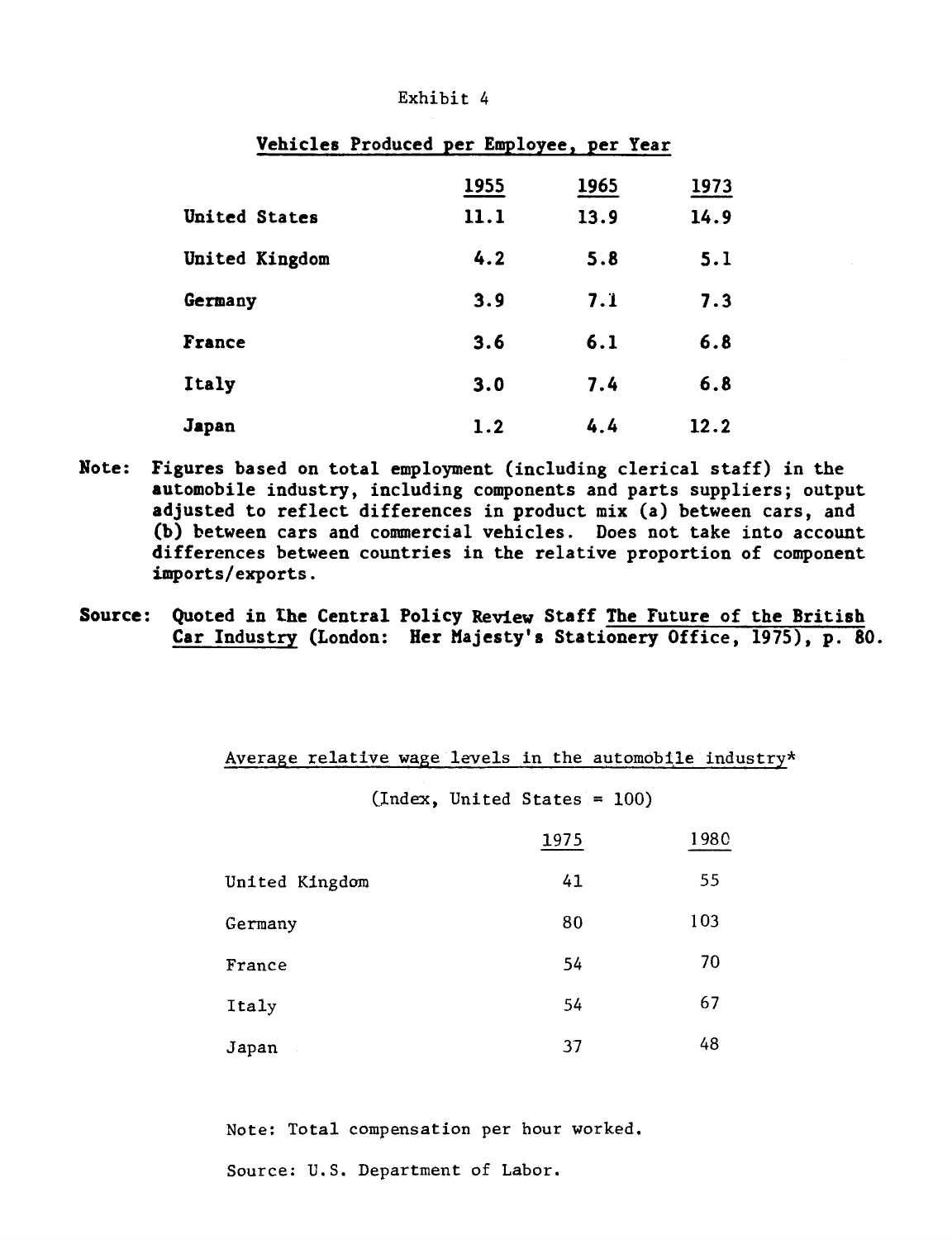Exhibit 4

**Vehicles Produced per Employee, per Year**

| | 1955 | 1965 | 1973 |
|---|---|---|---|
| **United States** | **11.1** | **13.9** | **14.9** |
| **United Kingdom** | **4.2** | **5.8** | **5.1** |
| **Germany** | **3.9** | **7.1** | **7.3** |
| **France** | **3.6** | **6.1** | **6.8** |
| **Italy** | **3.0** | **7.4** | **6.8** |
| **Japan** | **1.2** | **4.4** | **12.2** |

**Note: Figures based on total employment (including clerical staff) in the automobile industry, including components and parts suppliers; output adjusted to reflect differences in product mix (a) between cars, and (b) between cars and commercial vehicles. Does not take into account differences between countries in the relative proportion of component imports/exports.**

**Source: Quoted in The Central Policy Review Staff The Future of the British Car Industry (London: Her Majesty's Stationery Office, 1975), p. 80.**

Average relative wage levels in the automobile industry*

(Index, United States = 100)

| | 1975 | 1980 |
|---|---|---|
| United Kingdom | 41 | 55 |
| Germany | 80 | 103 |
| France | 54 | 70 |
| Italy | 54 | 67 |
| Japan | 37 | 48 |

Note: Total compensation per hour worked.

Source: U.S. Department of Labor.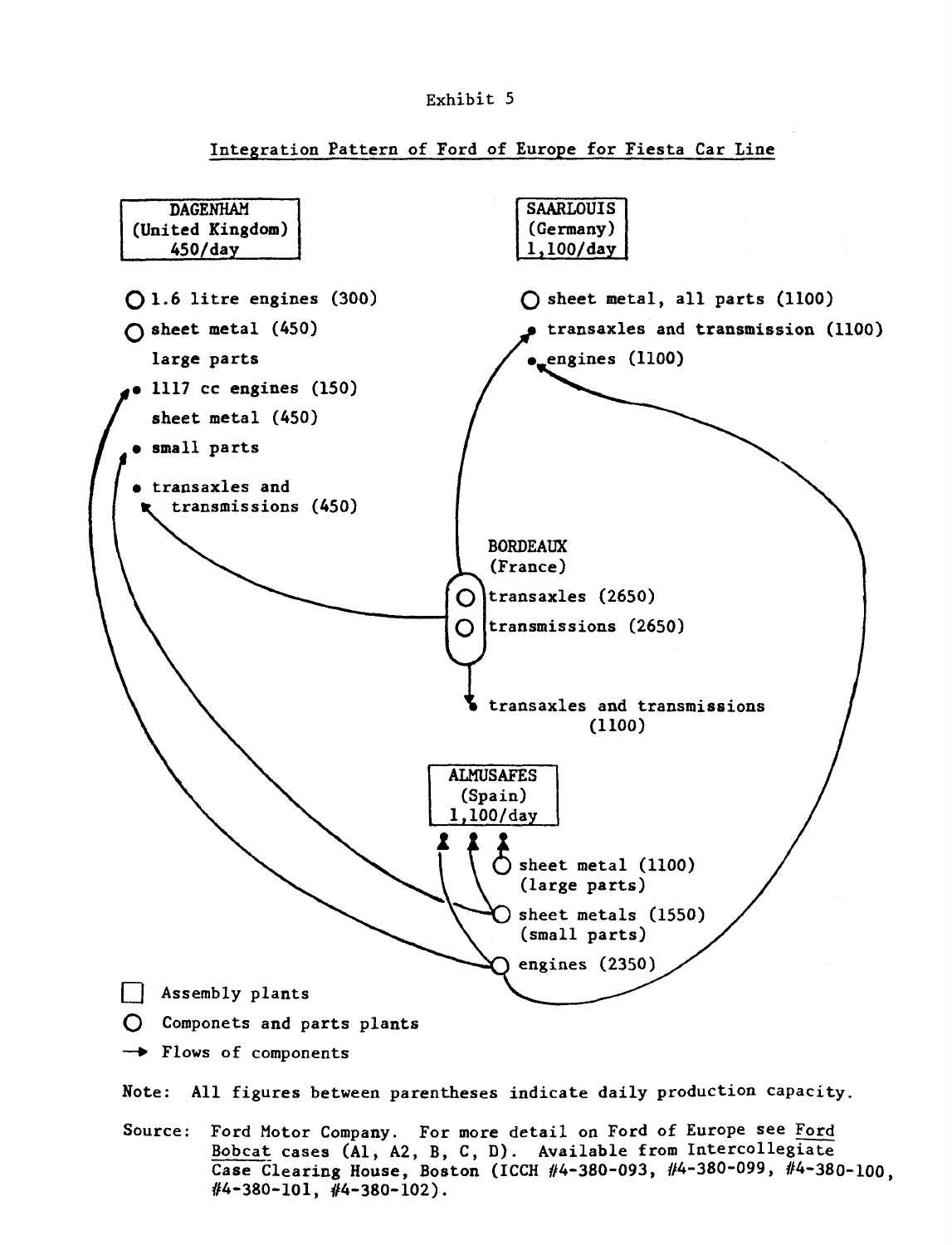Exhibit 5

## Integration Pattern of Ford of Europe for Fiesta Car Line

**DAGENHAM**
(United Kingdom)
450/day

- ○ 1.6 litre engines (300)
- ○ sheet metal (450) large parts
- • 1117 cc engines (150) sheet metal (450)
- • small parts
- • transaxles and transmissions (450)

**SAARLOUIS**
(Germany)
1,100/day

- ○ sheet metal, all parts (1100)
- • transaxles and transmission (1100)
- • engines (1100)

**BORDEAUX**
(France)

- ○ transaxles (2650)
- ○ transmissions (2650)
- • transaxles and transmissions (1100)

**ALMUSAFES**
(Spain)
1,100/day

- ○ sheet metal (1100) (large parts)
- ○ sheet metals (1550) (small parts)
- ○ engines (2350)

□ Assembly plants

○ Componets and parts plants

→ Flows of components

Note: All figures between parentheses indicate daily production capacity.

Source: Ford Motor Company. For more detail on Ford of Europe see Ford Bobcat cases (A1, A2, B, C, D). Available from Intercollegiate Case Clearing House, Boston (ICCH #4-380-093, #4-380-099, #4-380-100, #4-380-101, #4-380-102).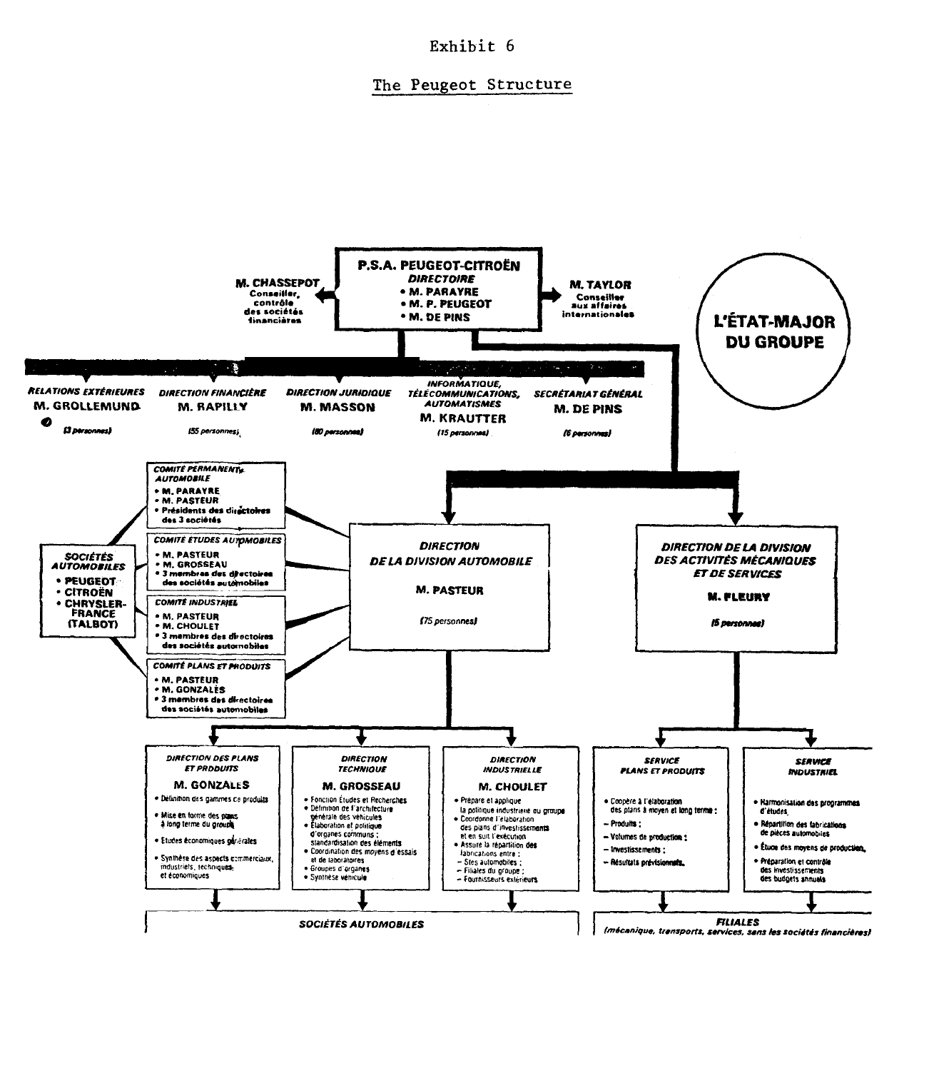# Exhibit 6

## The Peugeot Structure

**P.S.A. PEUGEOT-CITROËN**
*DIRECTOIRE*
- M. PARAYRE
- M. P. PEUGEOT
- M. DE PINS

**M. CHASSEPOT** — Conseiller, contrôle des sociétés financières

**M. TAYLOR** — Conseiller aux affaires internationales

**L'ÉTAT-MAJOR DU GROUPE**

*RELATIONS EXTÉRIEURES* — **M. GROLLEMUND** (3 personnes)

*DIRECTION FINANCIÈRE* — **M. RAPILLY** (55 personnes)

*DIRECTION JURIDIQUE* — **M. MASSON** (80 personnes)

*INFORMATIQUE, TÉLÉCOMMUNICATIONS, AUTOMATISMES* — **M. KRAUTTER** (15 personnes)

*SECRÉTARIAT GÉNÉRAL* — **M. DE PINS** (6 personnes)

**SOCIÉTÉS AUTOMOBILES**
- PEUGEOT
- CITROËN
- CHRYSLER-FRANCE (TALBOT)

*COMITÉ PERMANENT AUTOMOBILE*
- M. PARAYRE
- M. PASTEUR
- Présidents des directoires des 3 sociétés

*COMITÉ ÉTUDES AUTOMOBILES*
- M. PASTEUR
- M. GROSSEAU
- 3 membres des directoires des sociétés automobiles

*COMITÉ INDUSTRIEL*
- M. PASTEUR
- M. CHOULET
- 3 membres des directoires des sociétés automobiles

*COMITÉ PLANS ET PRODUITS*
- M. PASTEUR
- M. GONZALÈS
- 3 membres des directoires des sociétés automobiles

*DIRECTION DE LA DIVISION AUTOMOBILE* — **M. PASTEUR** (75 personnes)

*DIRECTION DES PLANS ET PRODUITS* — **M. GONZALES**
- Définition des gammes de produits
- Mise en forme des plans à long terme du groupe
- Etudes économiques générales
- Synthèse des aspects commerciaux, industriels, techniques et économiques

*DIRECTION TECHNIQUE* — **M. GROSSEAU**
- Fonction Études et Recherches
- Définition de l'architecture générale des véhicules
- Élaboration et politique d'organes communs ; standardisation des éléments
- Coordination des moyens d'essais et de laboratoires
- Groupes d'organes
- Synthèse véhicule

*DIRECTION INDUSTRIELLE* — **M. CHOULET**
- Prépare et applique la politique industrielle du groupe
- Coordonne l'élaboration des plans d'investissements et en suit l'exécution
- Assure la répartition des fabrications entre :
  - Sites automobiles ;
  - Filiales du groupe ;
  - Fournisseurs extérieurs

→ *SOCIÉTÉS AUTOMOBILES*

*DIRECTION DE LA DIVISION DES ACTIVITÉS MÉCANIQUES ET DE SERVICES* — **M. FLEURY** (5 personnes)

*SERVICE PLANS ET PRODUITS*
- Coopère à l'élaboration des plans à moyen et long terme :
  - Produits ;
  - Volumes de production ;
  - Investissements ;
  - Résultats prévisionnels.

*SERVICE INDUSTRIEL*
- Harmonisation des programmes d'études
- Répartition des fabrications de pièces automobiles
- Étude des moyens de production
- Préparation et contrôle des investissements des budgets annuels

→ *FILIALES* (mécanique, transports, services, sans les sociétés financières)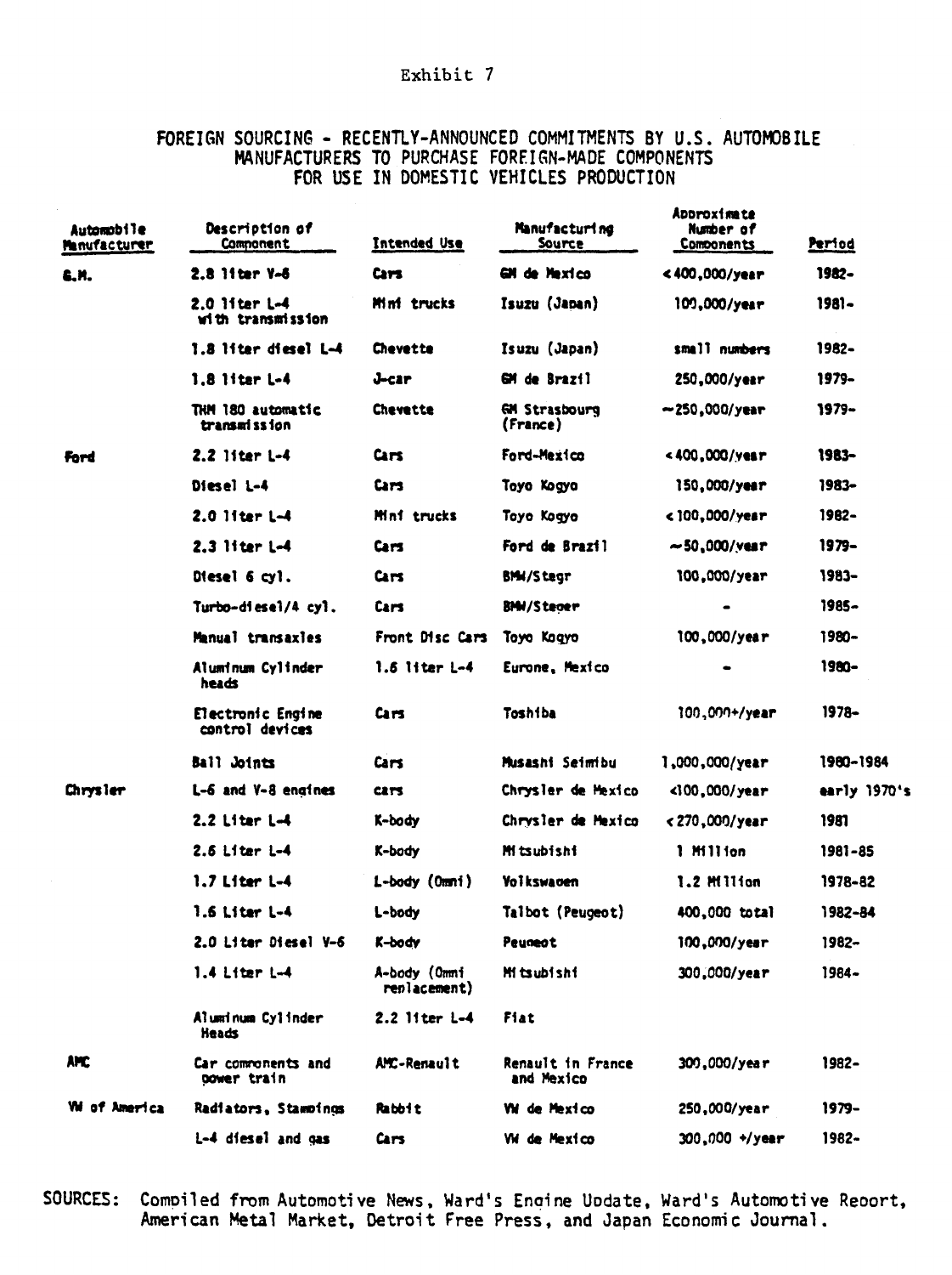Exhibit 7

## FOREIGN SOURCING - RECENTLY-ANNOUNCED COMMITMENTS BY U.S. AUTOMOBILE MANUFACTURERS TO PURCHASE FOREIGN-MADE COMPONENTS FOR USE IN DOMESTIC VEHICLES PRODUCTION

| Automobile Manufacturer | Description of Component | Intended Use | Manufacturing Source | Approximate Number of Components | Period |
|---|---|---|---|---|---|
| G.M. | 2.8 liter V-6 | Cars | GM de Mexico | <400,000/year | 1982- |
| | 2.0 liter L-4 with transmission | Mini trucks | Isuzu (Japan) | 100,000/year | 1981- |
| | 1.8 liter diesel L-4 | Chevette | Isuzu (Japan) | small numbers | 1982- |
| | 1.8 liter L-4 | J-car | GM de Brazil | 250,000/year | 1979- |
| | THM 180 automatic transmission | Chevette | GM Strasbourg (France) | ~250,000/year | 1979- |
| Ford | 2.2 liter L-4 | Cars | Ford-Mexico | <400,000/year | 1983- |
| | Diesel L-4 | Cars | Toyo Kogyo | 150,000/year | 1983- |
| | 2.0 liter L-4 | Mini trucks | Toyo Kogyo | <100,000/year | 1982- |
| | 2.3 liter L-4 | Cars | Ford de Brazil | ~50,000/year | 1979- |
| | Diesel 6 cyl. | Cars | BMW/Steyr | 100,000/year | 1983- |
| | Turbo-diesel/4 cyl. | Cars | BMW/Steyer | - | 1985- |
| | Manual transaxles | Front Disc Cars | Toyo Kogyo | 100,000/year | 1980- |
| | Aluminum Cylinder heads | 1.6 liter L-4 | Europe, Mexico | - | 1980- |
| | Electronic Engine control devices | Cars | Toshiba | 100,000+/year | 1978- |
| | Ball Joints | Cars | Musashi Seimibu | 1,000,000/year | 1980-1984 |
| Chrysler | L-6 and V-8 engines | cars | Chrysler de Mexico | <100,000/year | early 1970's |
| | 2.2 Liter L-4 | K-body | Chrysler de Mexico | <270,000/year | 1981 |
| | 2.6 Liter L-4 | K-body | Mitsubishi | 1 Million | 1981-85 |
| | 1.7 Liter L-4 | L-body (Omni) | Volkswagen | 1.2 Million | 1978-82 |
| | 1.6 Liter L-4 | L-body | Talbot (Peugeot) | 400,000 total | 1982-84 |
| | 2.0 Liter Diesel V-6 | K-body | Peugeot | 100,000/year | 1982- |
| | 1.4 Liter L-4 | A-body (Omni replacement) | Mitsubishi | 300,000/year | 1984- |
| | Aluminum Cylinder Heads | 2.2 liter L-4 | Fiat | | |
| AMC | Car components and power train | AMC-Renault | Renault in France and Mexico | 300,000/year | 1982- |
| VW of America | Radiators, Stampings | Rabbit | VW de Mexico | 250,000/year | 1979- |
| | L-4 diesel and gas | Cars | VW de Mexico | 300,000 +/year | 1982- |

SOURCES: Compiled from Automotive News, Ward's Engine Update, Ward's Automotive Report, American Metal Market, Detroit Free Press, and Japan Economic Journal.